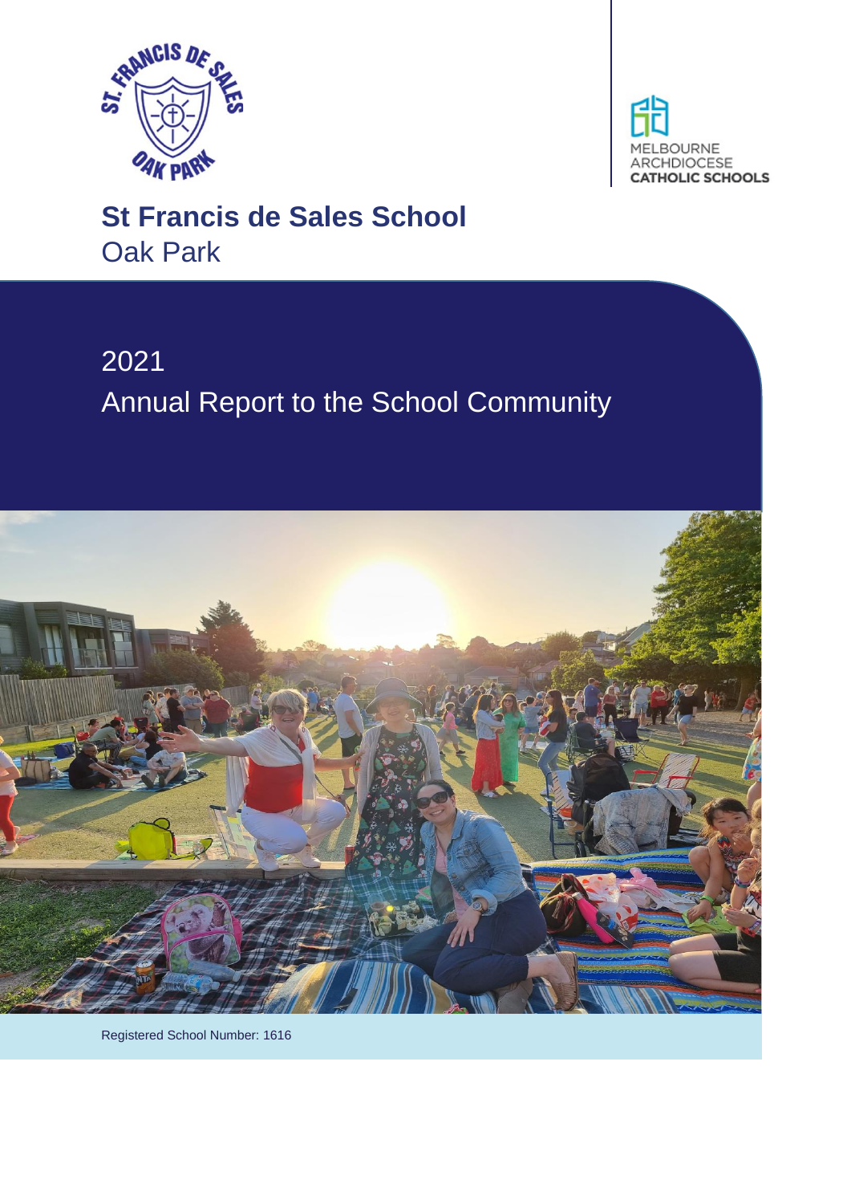# St Francis de Sales School

Oak Park

## 2021

## Annual Report to the School Community

Registered School Number: 1616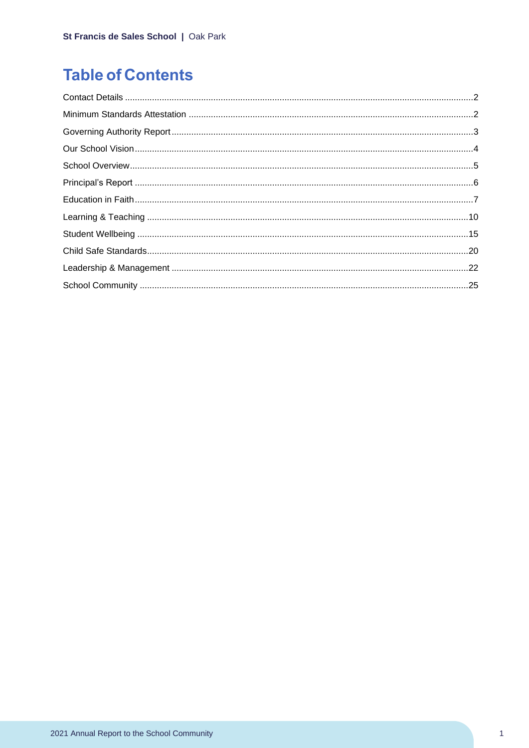# Table of Contents

| | |
|---|---|
| Contact Details | 2 |
| Minimum Standards Attestation | 2 |
| Governing Authority Report | 3 |
| Our School Vision | 4 |
| School Overview | 5 |
| Principal's Report | 6 |
| Education in Faith | 7 |
| Learning & Teaching | 10 |
| Student Wellbeing | 15 |
| Child Safe Standards | 20 |
| Leadership & Management | 22 |
| School Community | 25 |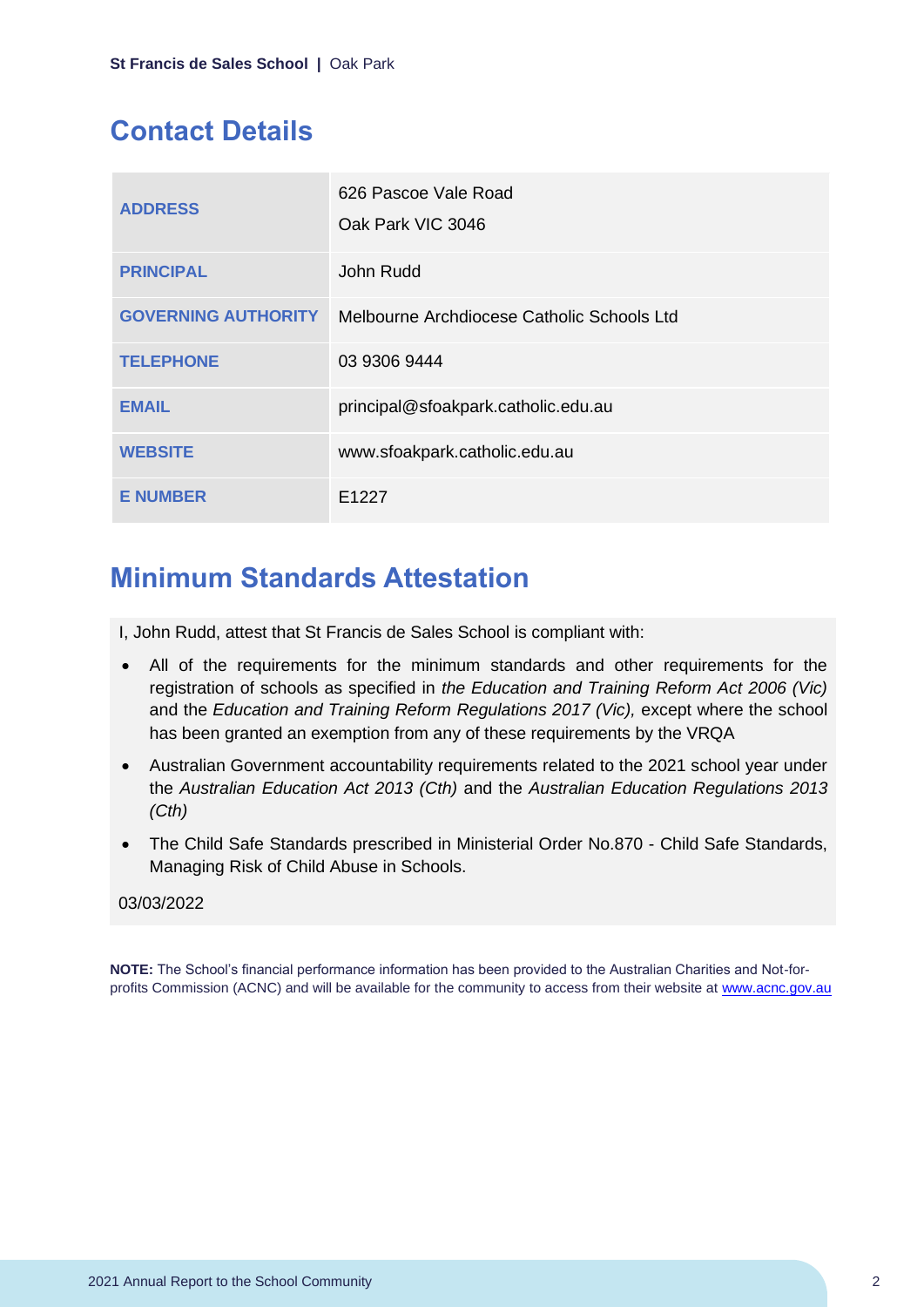## Contact Details

| | |
|---|---|
| **ADDRESS** | 626 Pascoe Vale Road<br>Oak Park VIC 3046 |
| **PRINCIPAL** | John Rudd |
| **GOVERNING AUTHORITY** | Melbourne Archdiocese Catholic Schools Ltd |
| **TELEPHONE** | 03 9306 9444 |
| **EMAIL** | principal@sfoakpark.catholic.edu.au |
| **WEBSITE** | www.sfoakpark.catholic.edu.au |
| **E NUMBER** | E1227 |

## Minimum Standards Attestation

I, John Rudd, attest that St Francis de Sales School is compliant with:

- All of the requirements for the minimum standards and other requirements for the registration of schools as specified in *the Education and Training Reform Act 2006 (Vic)* and the *Education and Training Reform Regulations 2017 (Vic),* except where the school has been granted an exemption from any of these requirements by the VRQA
- Australian Government accountability requirements related to the 2021 school year under the *Australian Education Act 2013 (Cth)* and the *Australian Education Regulations 2013 (Cth)*
- The Child Safe Standards prescribed in Ministerial Order No.870 - Child Safe Standards, Managing Risk of Child Abuse in Schools.

03/03/2022

**NOTE:** The School's financial performance information has been provided to the Australian Charities and Not-for-profits Commission (ACNC) and will be available for the community to access from their website at www.acnc.gov.au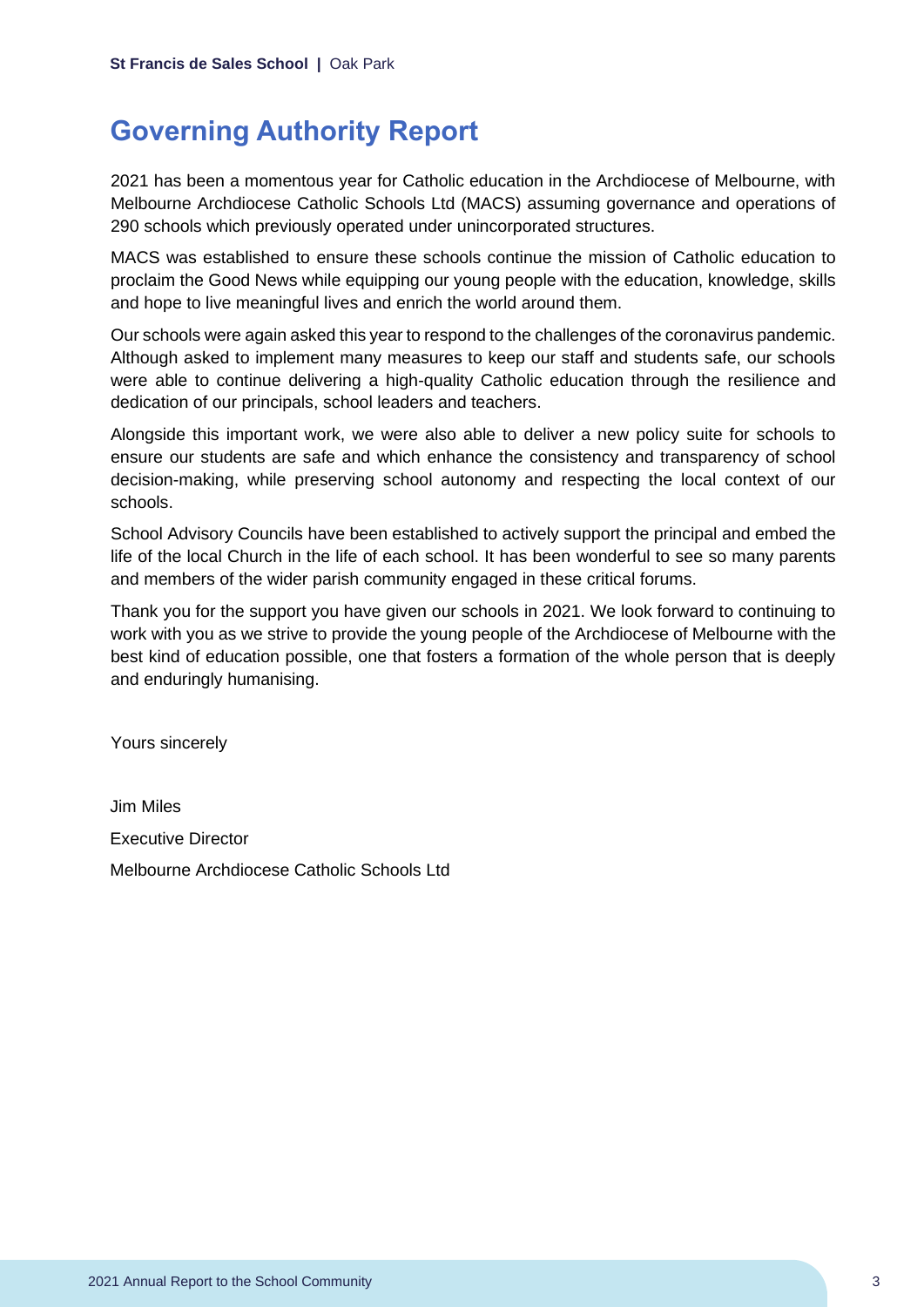# Governing Authority Report

2021 has been a momentous year for Catholic education in the Archdiocese of Melbourne, with Melbourne Archdiocese Catholic Schools Ltd (MACS) assuming governance and operations of 290 schools which previously operated under unincorporated structures.

MACS was established to ensure these schools continue the mission of Catholic education to proclaim the Good News while equipping our young people with the education, knowledge, skills and hope to live meaningful lives and enrich the world around them.

Our schools were again asked this year to respond to the challenges of the coronavirus pandemic. Although asked to implement many measures to keep our staff and students safe, our schools were able to continue delivering a high-quality Catholic education through the resilience and dedication of our principals, school leaders and teachers.

Alongside this important work, we were also able to deliver a new policy suite for schools to ensure our students are safe and which enhance the consistency and transparency of school decision-making, while preserving school autonomy and respecting the local context of our schools.

School Advisory Councils have been established to actively support the principal and embed the life of the local Church in the life of each school. It has been wonderful to see so many parents and members of the wider parish community engaged in these critical forums.

Thank you for the support you have given our schools in 2021. We look forward to continuing to work with you as we strive to provide the young people of the Archdiocese of Melbourne with the best kind of education possible, one that fosters a formation of the whole person that is deeply and enduringly humanising.

Yours sincerely

Jim Miles

Executive Director

Melbourne Archdiocese Catholic Schools Ltd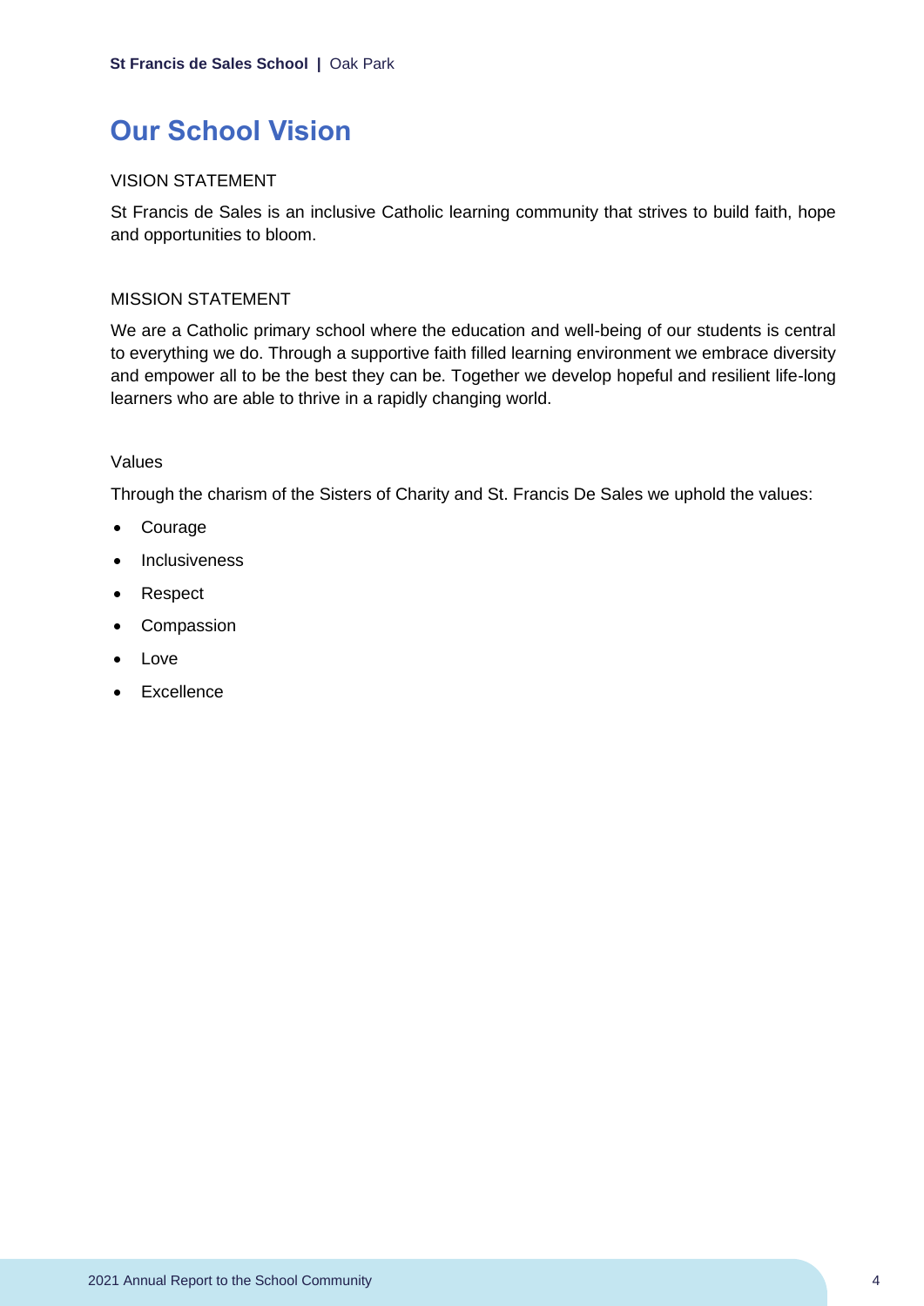# Our School Vision

VISION STATEMENT

St Francis de Sales is an inclusive Catholic learning community that strives to build faith, hope and opportunities to bloom.

MISSION STATEMENT

We are a Catholic primary school where the education and well-being of our students is central to everything we do. Through a supportive faith filled learning environment we embrace diversity and empower all to be the best they can be. Together we develop hopeful and resilient life-long learners who are able to thrive in a rapidly changing world.

Values

Through the charism of the Sisters of Charity and St. Francis De Sales we uphold the values:

- Courage
- Inclusiveness
- Respect
- Compassion
- Love
- Excellence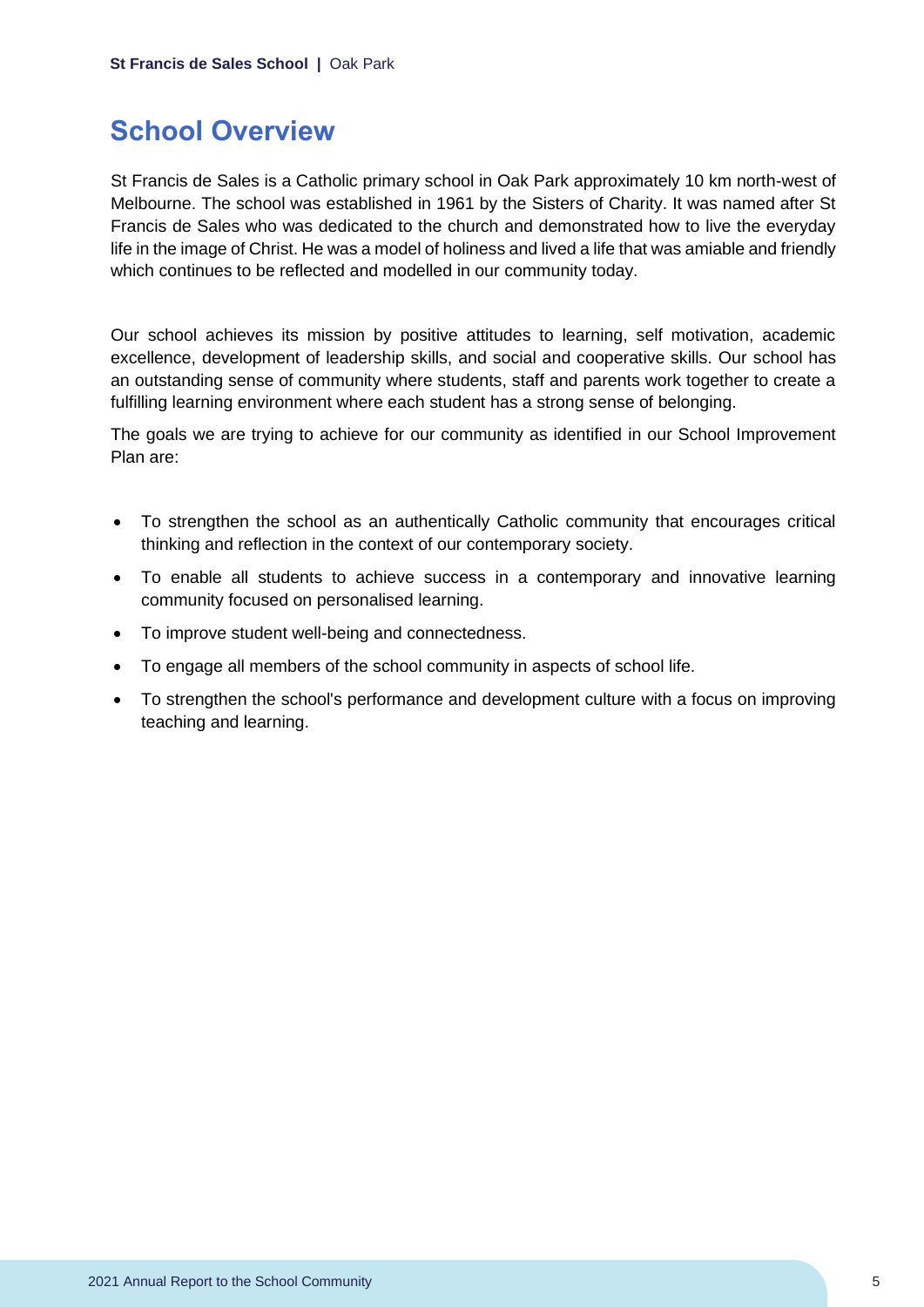## School Overview

St Francis de Sales is a Catholic primary school in Oak Park approximately 10 km north-west of Melbourne. The school was established in 1961 by the Sisters of Charity. It was named after St Francis de Sales who was dedicated to the church and demonstrated how to live the everyday life in the image of Christ. He was a model of holiness and lived a life that was amiable and friendly which continues to be reflected and modelled in our community today.

Our school achieves its mission by positive attitudes to learning, self motivation, academic excellence, development of leadership skills, and social and cooperative skills. Our school has an outstanding sense of community where students, staff and parents work together to create a fulfilling learning environment where each student has a strong sense of belonging.

The goals we are trying to achieve for our community as identified in our School Improvement Plan are:

- To strengthen the school as an authentically Catholic community that encourages critical thinking and reflection in the context of our contemporary society.
- To enable all students to achieve success in a contemporary and innovative learning community focused on personalised learning.
- To improve student well-being and connectedness.
- To engage all members of the school community in aspects of school life.
- To strengthen the school's performance and development culture with a focus on improving teaching and learning.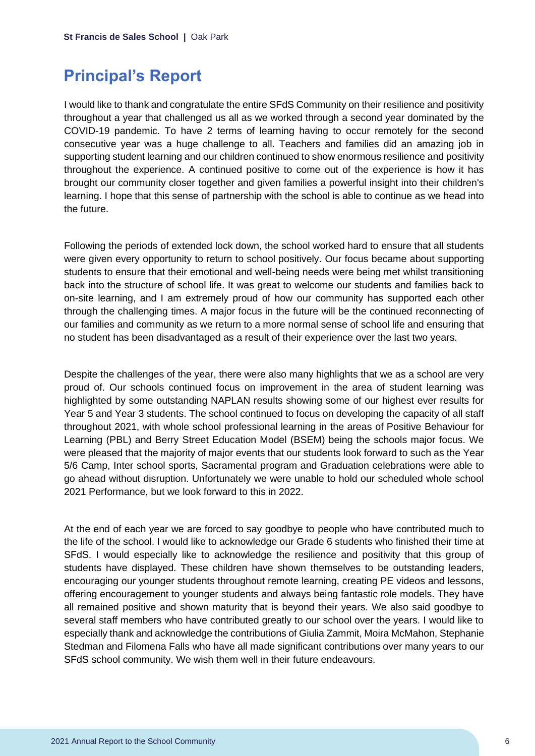## Principal's Report

I would like to thank and congratulate the entire SFdS Community on their resilience and positivity throughout a year that challenged us all as we worked through a second year dominated by the COVID-19 pandemic. To have 2 terms of learning having to occur remotely for the second consecutive year was a huge challenge to all. Teachers and families did an amazing job in supporting student learning and our children continued to show enormous resilience and positivity throughout the experience. A continued positive to come out of the experience is how it has brought our community closer together and given families a powerful insight into their children's learning. I hope that this sense of partnership with the school is able to continue as we head into the future.

Following the periods of extended lock down, the school worked hard to ensure that all students were given every opportunity to return to school positively. Our focus became about supporting students to ensure that their emotional and well-being needs were being met whilst transitioning back into the structure of school life. It was great to welcome our students and families back to on-site learning, and I am extremely proud of how our community has supported each other through the challenging times. A major focus in the future will be the continued reconnecting of our families and community as we return to a more normal sense of school life and ensuring that no student has been disadvantaged as a result of their experience over the last two years.

Despite the challenges of the year, there were also many highlights that we as a school are very proud of. Our schools continued focus on improvement in the area of student learning was highlighted by some outstanding NAPLAN results showing some of our highest ever results for Year 5 and Year 3 students. The school continued to focus on developing the capacity of all staff throughout 2021, with whole school professional learning in the areas of Positive Behaviour for Learning (PBL) and Berry Street Education Model (BSEM) being the schools major focus. We were pleased that the majority of major events that our students look forward to such as the Year 5/6 Camp, Inter school sports, Sacramental program and Graduation celebrations were able to go ahead without disruption. Unfortunately we were unable to hold our scheduled whole school 2021 Performance, but we look forward to this in 2022.

At the end of each year we are forced to say goodbye to people who have contributed much to the life of the school. I would like to acknowledge our Grade 6 students who finished their time at SFdS. I would especially like to acknowledge the resilience and positivity that this group of students have displayed. These children have shown themselves to be outstanding leaders, encouraging our younger students throughout remote learning, creating PE videos and lessons, offering encouragement to younger students and always being fantastic role models. They have all remained positive and shown maturity that is beyond their years. We also said goodbye to several staff members who have contributed greatly to our school over the years. I would like to especially thank and acknowledge the contributions of Giulia Zammit, Moira McMahon, Stephanie Stedman and Filomena Falls who have all made significant contributions over many years to our SFdS school community. We wish them well in their future endeavours.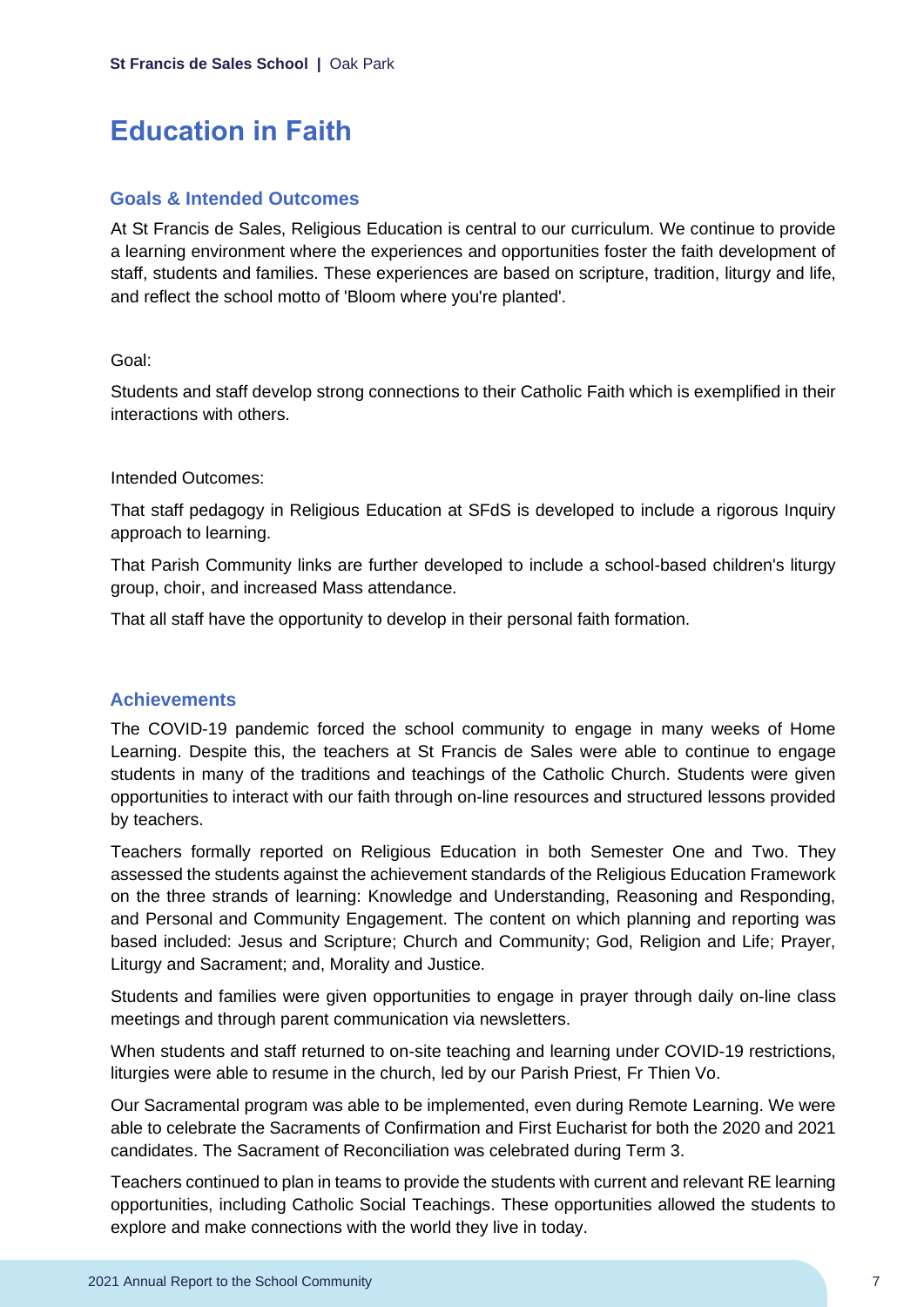# Education in Faith

## Goals & Intended Outcomes

At St Francis de Sales, Religious Education is central to our curriculum. We continue to provide a learning environment where the experiences and opportunities foster the faith development of staff, students and families. These experiences are based on scripture, tradition, liturgy and life, and reflect the school motto of 'Bloom where you're planted'.

Goal:

Students and staff develop strong connections to their Catholic Faith which is exemplified in their interactions with others.

Intended Outcomes:

That staff pedagogy in Religious Education at SFdS is developed to include a rigorous Inquiry approach to learning.

That Parish Community links are further developed to include a school-based children's liturgy group, choir, and increased Mass attendance.

That all staff have the opportunity to develop in their personal faith formation.

## Achievements

The COVID-19 pandemic forced the school community to engage in many weeks of Home Learning. Despite this, the teachers at St Francis de Sales were able to continue to engage students in many of the traditions and teachings of the Catholic Church. Students were given opportunities to interact with our faith through on-line resources and structured lessons provided by teachers.

Teachers formally reported on Religious Education in both Semester One and Two. They assessed the students against the achievement standards of the Religious Education Framework on the three strands of learning: Knowledge and Understanding, Reasoning and Responding, and Personal and Community Engagement. The content on which planning and reporting was based included: Jesus and Scripture; Church and Community; God, Religion and Life; Prayer, Liturgy and Sacrament; and, Morality and Justice.

Students and families were given opportunities to engage in prayer through daily on-line class meetings and through parent communication via newsletters.

When students and staff returned to on-site teaching and learning under COVID-19 restrictions, liturgies were able to resume in the church, led by our Parish Priest, Fr Thien Vo.

Our Sacramental program was able to be implemented, even during Remote Learning. We were able to celebrate the Sacraments of Confirmation and First Eucharist for both the 2020 and 2021 candidates. The Sacrament of Reconciliation was celebrated during Term 3.

Teachers continued to plan in teams to provide the students with current and relevant RE learning opportunities, including Catholic Social Teachings. These opportunities allowed the students to explore and make connections with the world they live in today.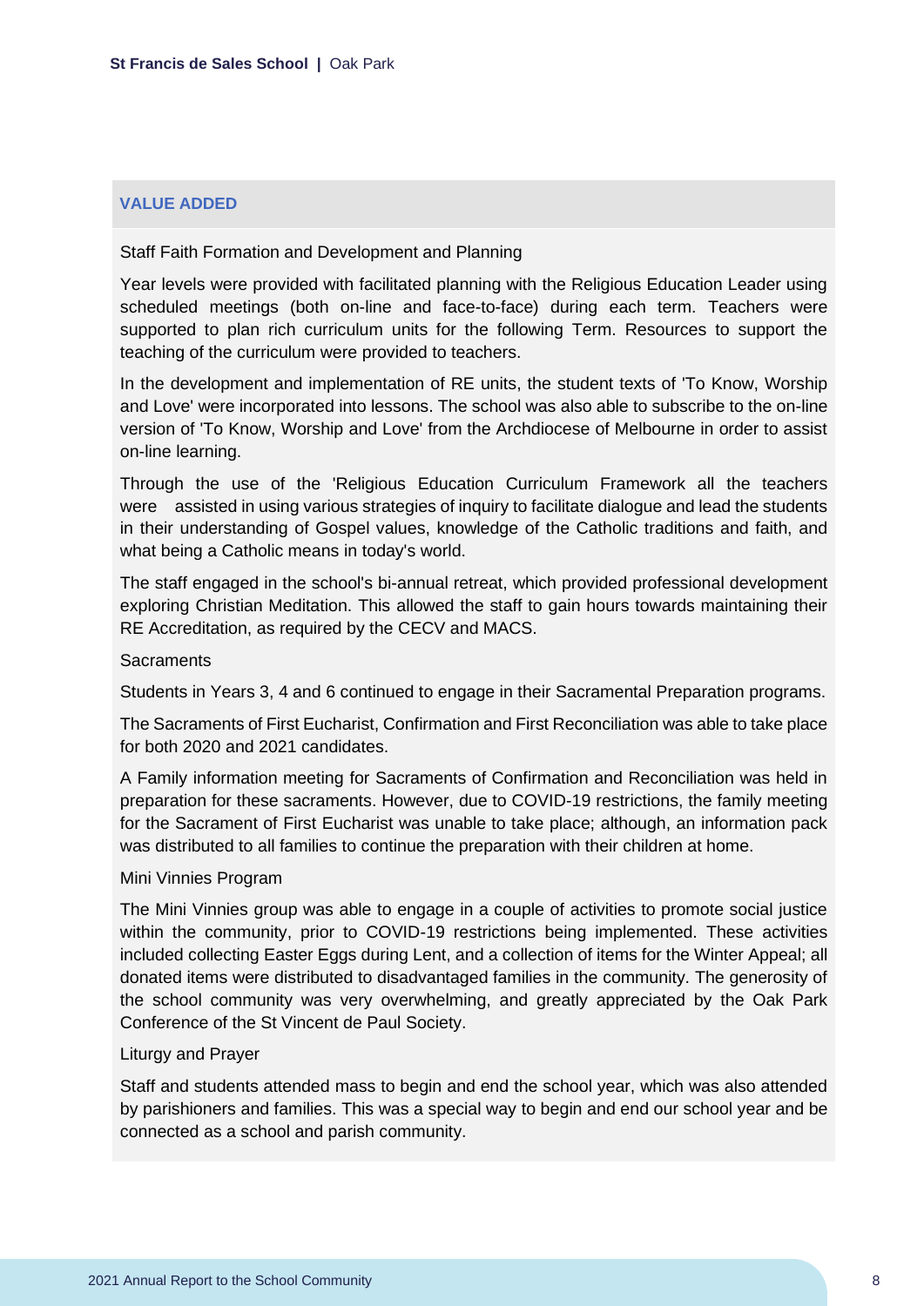## VALUE ADDED

Staff Faith Formation and Development and Planning

Year levels were provided with facilitated planning with the Religious Education Leader using scheduled meetings (both on-line and face-to-face) during each term. Teachers were supported to plan rich curriculum units for the following Term. Resources to support the teaching of the curriculum were provided to teachers.

In the development and implementation of RE units, the student texts of 'To Know, Worship and Love' were incorporated into lessons. The school was also able to subscribe to the on-line version of 'To Know, Worship and Love' from the Archdiocese of Melbourne in order to assist on-line learning.

Through the use of the 'Religious Education Curriculum Framework all the teachers were assisted in using various strategies of inquiry to facilitate dialogue and lead the students in their understanding of Gospel values, knowledge of the Catholic traditions and faith, and what being a Catholic means in today's world.

The staff engaged in the school's bi-annual retreat, which provided professional development exploring Christian Meditation. This allowed the staff to gain hours towards maintaining their RE Accreditation, as required by the CECV and MACS.

Sacraments

Students in Years 3, 4 and 6 continued to engage in their Sacramental Preparation programs.

The Sacraments of First Eucharist, Confirmation and First Reconciliation was able to take place for both 2020 and 2021 candidates.

A Family information meeting for Sacraments of Confirmation and Reconciliation was held in preparation for these sacraments. However, due to COVID-19 restrictions, the family meeting for the Sacrament of First Eucharist was unable to take place; although, an information pack was distributed to all families to continue the preparation with their children at home.

Mini Vinnies Program

The Mini Vinnies group was able to engage in a couple of activities to promote social justice within the community, prior to COVID-19 restrictions being implemented. These activities included collecting Easter Eggs during Lent, and a collection of items for the Winter Appeal; all donated items were distributed to disadvantaged families in the community. The generosity of the school community was very overwhelming, and greatly appreciated by the Oak Park Conference of the St Vincent de Paul Society.

Liturgy and Prayer

Staff and students attended mass to begin and end the school year, which was also attended by parishioners and families. This was a special way to begin and end our school year and be connected as a school and parish community.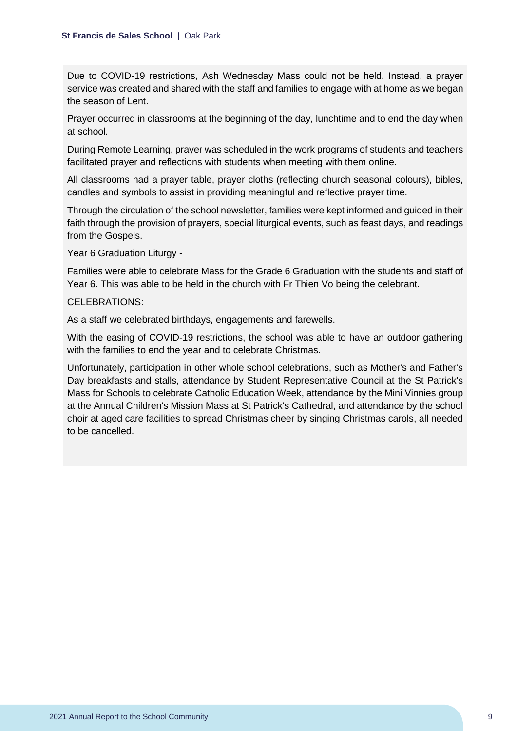Due to COVID-19 restrictions, Ash Wednesday Mass could not be held. Instead, a prayer service was created and shared with the staff and families to engage with at home as we began the season of Lent.

Prayer occurred in classrooms at the beginning of the day, lunchtime and to end the day when at school.

During Remote Learning, prayer was scheduled in the work programs of students and teachers facilitated prayer and reflections with students when meeting with them online.

All classrooms had a prayer table, prayer cloths (reflecting church seasonal colours), bibles, candles and symbols to assist in providing meaningful and reflective prayer time.

Through the circulation of the school newsletter, families were kept informed and guided in their faith through the provision of prayers, special liturgical events, such as feast days, and readings from the Gospels.

Year 6 Graduation Liturgy -

Families were able to celebrate Mass for the Grade 6 Graduation with the students and staff of Year 6. This was able to be held in the church with Fr Thien Vo being the celebrant.

CELEBRATIONS:

As a staff we celebrated birthdays, engagements and farewells.

With the easing of COVID-19 restrictions, the school was able to have an outdoor gathering with the families to end the year and to celebrate Christmas.

Unfortunately, participation in other whole school celebrations, such as Mother's and Father's Day breakfasts and stalls, attendance by Student Representative Council at the St Patrick's Mass for Schools to celebrate Catholic Education Week, attendance by the Mini Vinnies group at the Annual Children's Mission Mass at St Patrick's Cathedral, and attendance by the school choir at aged care facilities to spread Christmas cheer by singing Christmas carols, all needed to be cancelled.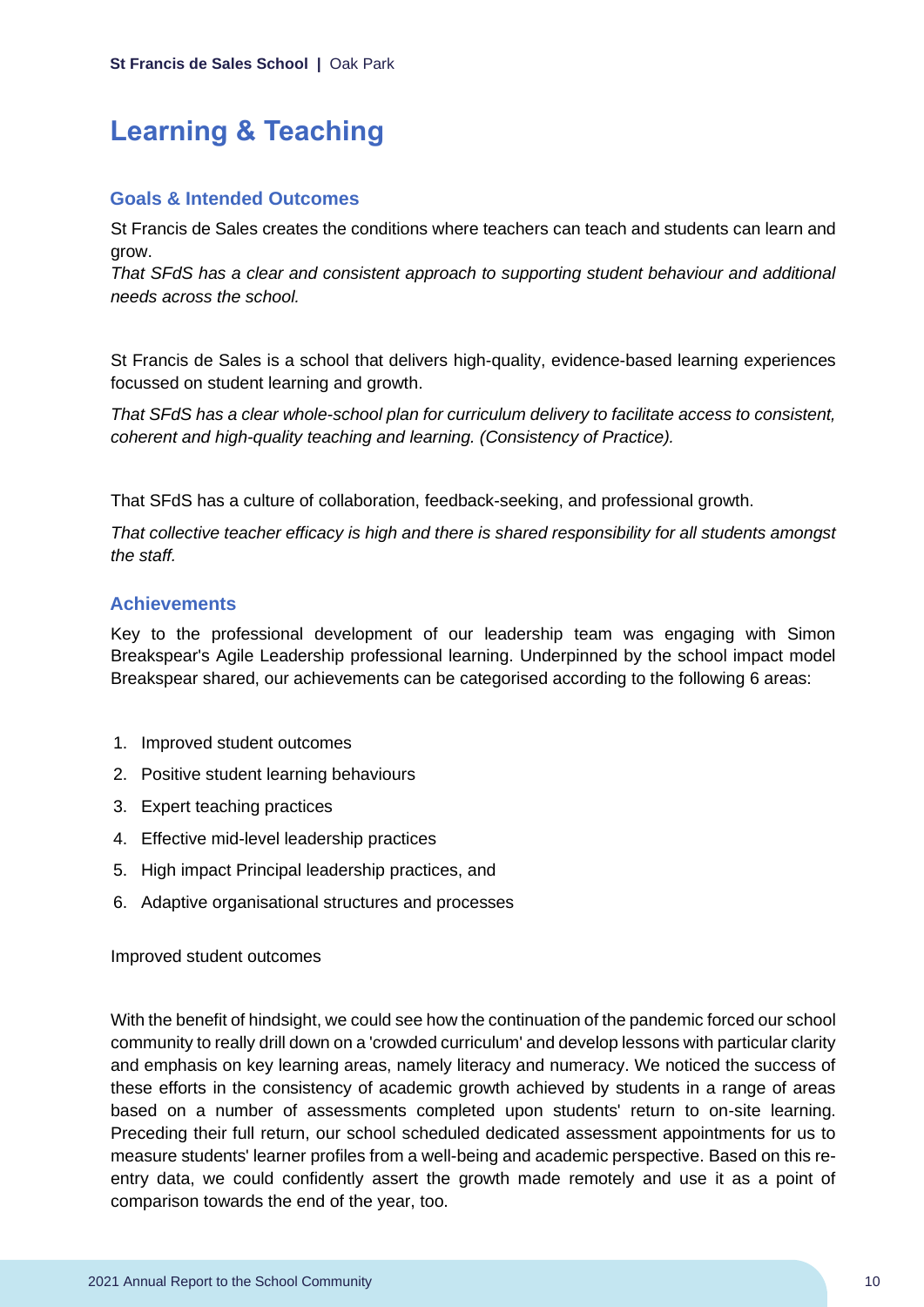# Learning & Teaching

## Goals & Intended Outcomes

St Francis de Sales creates the conditions where teachers can teach and students can learn and grow.

*That SFdS has a clear and consistent approach to supporting student behaviour and additional needs across the school.*

St Francis de Sales is a school that delivers high-quality, evidence-based learning experiences focussed on student learning and growth.

*That SFdS has a clear whole-school plan for curriculum delivery to facilitate access to consistent, coherent and high-quality teaching and learning. (Consistency of Practice).*

That SFdS has a culture of collaboration, feedback-seeking, and professional growth.

*That collective teacher efficacy is high and there is shared responsibility for all students amongst the staff.*

## Achievements

Key to the professional development of our leadership team was engaging with Simon Breakspear's Agile Leadership professional learning. Underpinned by the school impact model Breakspear shared, our achievements can be categorised according to the following 6 areas:

1. Improved student outcomes
2. Positive student learning behaviours
3. Expert teaching practices
4. Effective mid-level leadership practices
5. High impact Principal leadership practices, and
6. Adaptive organisational structures and processes

Improved student outcomes

With the benefit of hindsight, we could see how the continuation of the pandemic forced our school community to really drill down on a 'crowded curriculum' and develop lessons with particular clarity and emphasis on key learning areas, namely literacy and numeracy. We noticed the success of these efforts in the consistency of academic growth achieved by students in a range of areas based on a number of assessments completed upon students' return to on-site learning. Preceding their full return, our school scheduled dedicated assessment appointments for us to measure students' learner profiles from a well-being and academic perspective. Based on this re-entry data, we could confidently assert the growth made remotely and use it as a point of comparison towards the end of the year, too.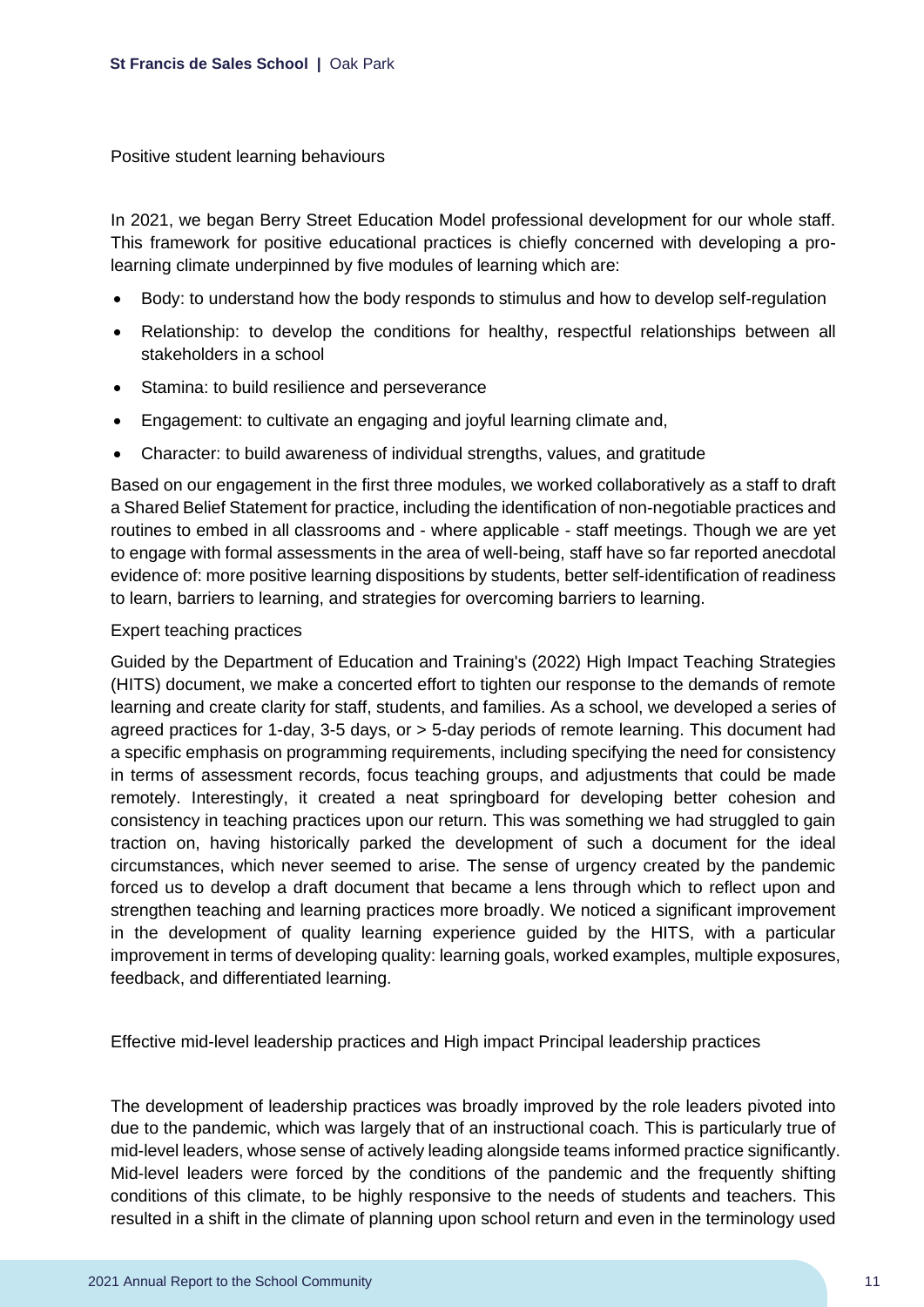Positive student learning behaviours

In 2021, we began Berry Street Education Model professional development for our whole staff. This framework for positive educational practices is chiefly concerned with developing a pro-learning climate underpinned by five modules of learning which are:

- Body: to understand how the body responds to stimulus and how to develop self-regulation
- Relationship: to develop the conditions for healthy, respectful relationships between all stakeholders in a school
- Stamina: to build resilience and perseverance
- Engagement: to cultivate an engaging and joyful learning climate and,
- Character: to build awareness of individual strengths, values, and gratitude

Based on our engagement in the first three modules, we worked collaboratively as a staff to draft a Shared Belief Statement for practice, including the identification of non-negotiable practices and routines to embed in all classrooms and - where applicable - staff meetings. Though we are yet to engage with formal assessments in the area of well-being, staff have so far reported anecdotal evidence of: more positive learning dispositions by students, better self-identification of readiness to learn, barriers to learning, and strategies for overcoming barriers to learning.

Expert teaching practices

Guided by the Department of Education and Training's (2022) High Impact Teaching Strategies (HITS) document, we make a concerted effort to tighten our response to the demands of remote learning and create clarity for staff, students, and families. As a school, we developed a series of agreed practices for 1-day, 3-5 days, or > 5-day periods of remote learning. This document had a specific emphasis on programming requirements, including specifying the need for consistency in terms of assessment records, focus teaching groups, and adjustments that could be made remotely. Interestingly, it created a neat springboard for developing better cohesion and consistency in teaching practices upon our return. This was something we had struggled to gain traction on, having historically parked the development of such a document for the ideal circumstances, which never seemed to arise. The sense of urgency created by the pandemic forced us to develop a draft document that became a lens through which to reflect upon and strengthen teaching and learning practices more broadly. We noticed a significant improvement in the development of quality learning experience guided by the HITS, with a particular improvement in terms of developing quality: learning goals, worked examples, multiple exposures, feedback, and differentiated learning.

Effective mid-level leadership practices and High impact Principal leadership practices

The development of leadership practices was broadly improved by the role leaders pivoted into due to the pandemic, which was largely that of an instructional coach. This is particularly true of mid-level leaders, whose sense of actively leading alongside teams informed practice significantly. Mid-level leaders were forced by the conditions of the pandemic and the frequently shifting conditions of this climate, to be highly responsive to the needs of students and teachers. This resulted in a shift in the climate of planning upon school return and even in the terminology used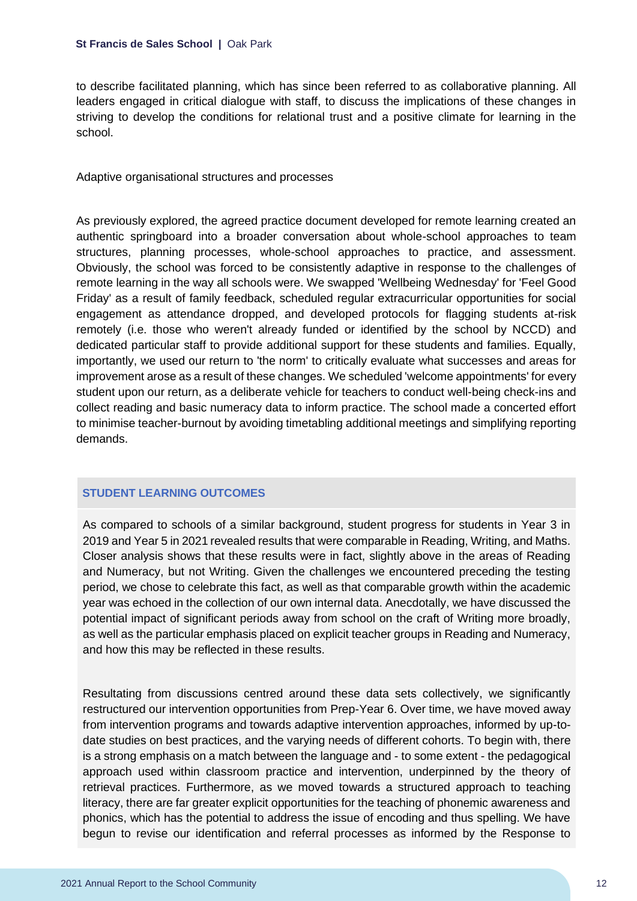to describe facilitated planning, which has since been referred to as collaborative planning. All leaders engaged in critical dialogue with staff, to discuss the implications of these changes in striving to develop the conditions for relational trust and a positive climate for learning in the school.

Adaptive organisational structures and processes

As previously explored, the agreed practice document developed for remote learning created an authentic springboard into a broader conversation about whole-school approaches to team structures, planning processes, whole-school approaches to practice, and assessment. Obviously, the school was forced to be consistently adaptive in response to the challenges of remote learning in the way all schools were. We swapped 'Wellbeing Wednesday' for 'Feel Good Friday' as a result of family feedback, scheduled regular extracurricular opportunities for social engagement as attendance dropped, and developed protocols for flagging students at-risk remotely (i.e. those who weren't already funded or identified by the school by NCCD) and dedicated particular staff to provide additional support for these students and families. Equally, importantly, we used our return to 'the norm' to critically evaluate what successes and areas for improvement arose as a result of these changes. We scheduled 'welcome appointments' for every student upon our return, as a deliberate vehicle for teachers to conduct well-being check-ins and collect reading and basic numeracy data to inform practice. The school made a concerted effort to minimise teacher-burnout by avoiding timetabling additional meetings and simplifying reporting demands.

## STUDENT LEARNING OUTCOMES

As compared to schools of a similar background, student progress for students in Year 3 in 2019 and Year 5 in 2021 revealed results that were comparable in Reading, Writing, and Maths. Closer analysis shows that these results were in fact, slightly above in the areas of Reading and Numeracy, but not Writing. Given the challenges we encountered preceding the testing period, we chose to celebrate this fact, as well as that comparable growth within the academic year was echoed in the collection of our own internal data. Anecdotally, we have discussed the potential impact of significant periods away from school on the craft of Writing more broadly, as well as the particular emphasis placed on explicit teacher groups in Reading and Numeracy, and how this may be reflected in these results.

Resultating from discussions centred around these data sets collectively, we significantly restructured our intervention opportunities from Prep-Year 6. Over time, we have moved away from intervention programs and towards adaptive intervention approaches, informed by up-to-date studies on best practices, and the varying needs of different cohorts. To begin with, there is a strong emphasis on a match between the language and - to some extent - the pedagogical approach used within classroom practice and intervention, underpinned by the theory of retrieval practices. Furthermore, as we moved towards a structured approach to teaching literacy, there are far greater explicit opportunities for the teaching of phonemic awareness and phonics, which has the potential to address the issue of encoding and thus spelling. We have begun to revise our identification and referral processes as informed by the Response to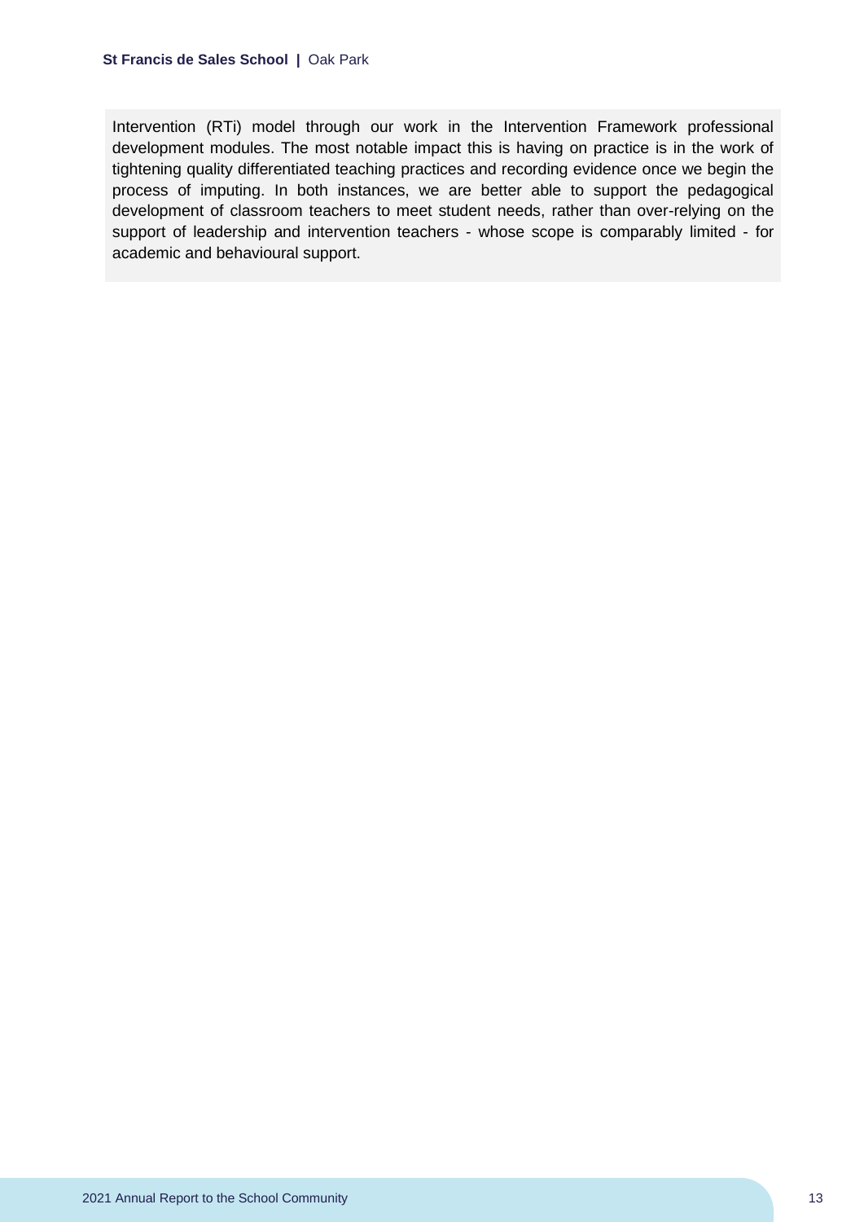Intervention (RTi) model through our work in the Intervention Framework professional development modules. The most notable impact this is having on practice is in the work of tightening quality differentiated teaching practices and recording evidence once we begin the process of imputing. In both instances, we are better able to support the pedagogical development of classroom teachers to meet student needs, rather than over-relying on the support of leadership and intervention teachers - whose scope is comparably limited - for academic and behavioural support.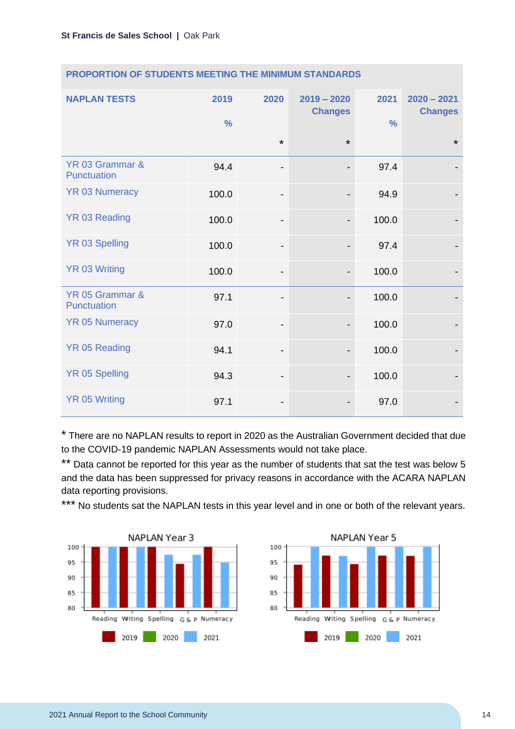## PROPORTION OF STUDENTS MEETING THE MINIMUM STANDARDS

| NAPLAN TESTS | 2019<br>% | 2020<br>* | 2019 – 2020 Changes<br>* | 2021<br>% | 2020 – 2021 Changes<br>* |
|---|---|---|---|---|---|
| YR 03 Grammar & Punctuation | 94.4 | - | - | 97.4 | - |
| YR 03 Numeracy | 100.0 | - | - | 94.9 | - |
| YR 03 Reading | 100.0 | - | - | 100.0 | - |
| YR 03 Spelling | 100.0 | - | - | 97.4 | - |
| YR 03 Writing | 100.0 | - | - | 100.0 | - |
| YR 05 Grammar & Punctuation | 97.1 | - | - | 100.0 | - |
| YR 05 Numeracy | 97.0 | - | - | 100.0 | - |
| YR 05 Reading | 94.1 | - | - | 100.0 | - |
| YR 05 Spelling | 94.3 | - | - | 100.0 | - |
| YR 05 Writing | 97.1 | - | - | 97.0 | - |

* There are no NAPLAN results to report in 2020 as the Australian Government decided that due to the COVID-19 pandemic NAPLAN Assessments would not take place.

** Data cannot be reported for this year as the number of students that sat the test was below 5 and the data has been suppressed for privacy reasons in accordance with the ACARA NAPLAN data reporting provisions.

*** No students sat the NAPLAN tests in this year level and in one or both of the relevant years.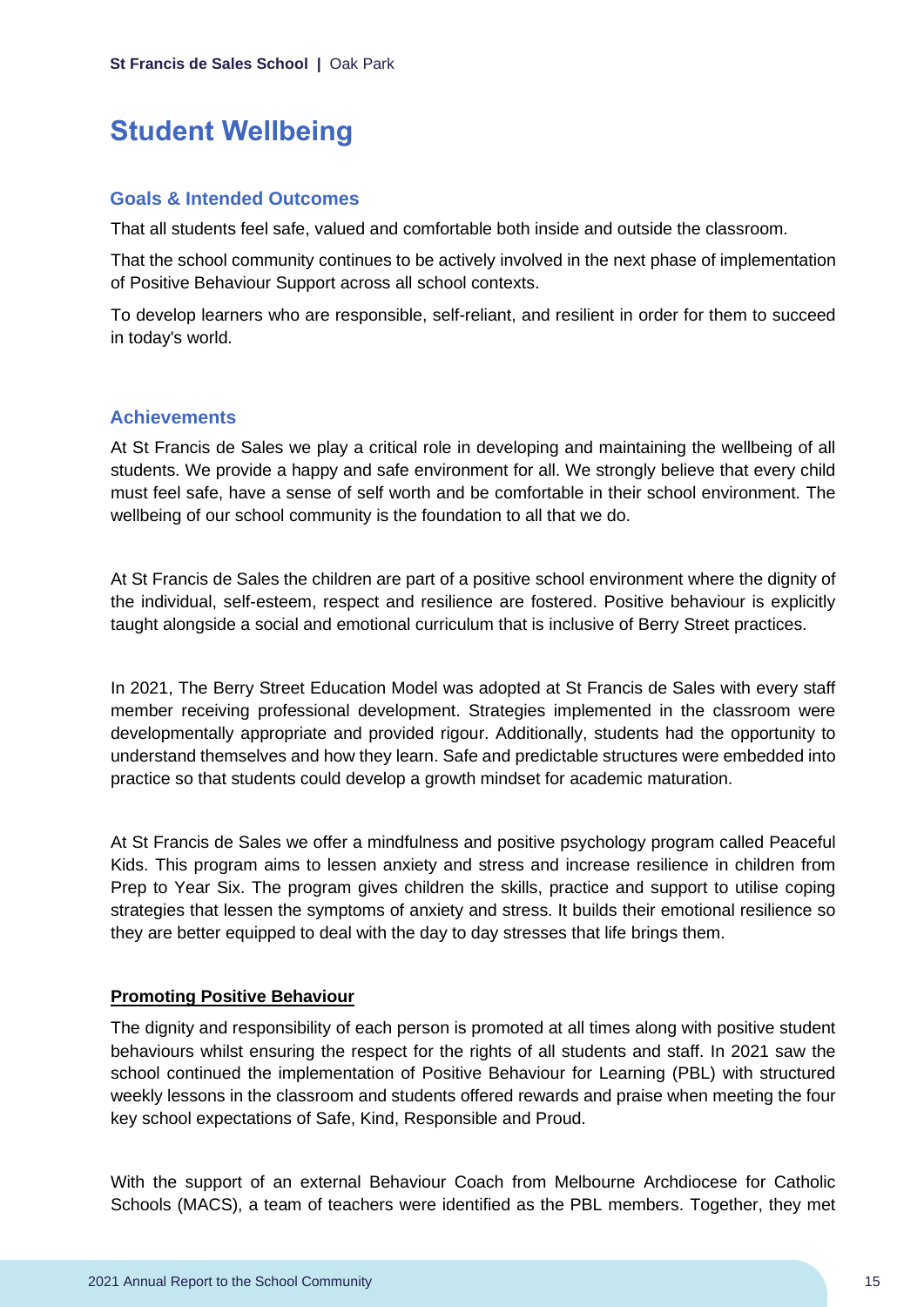# Student Wellbeing

## Goals & Intended Outcomes

That all students feel safe, valued and comfortable both inside and outside the classroom.

That the school community continues to be actively involved in the next phase of implementation of Positive Behaviour Support across all school contexts.

To develop learners who are responsible, self-reliant, and resilient in order for them to succeed in today's world.

## Achievements

At St Francis de Sales we play a critical role in developing and maintaining the wellbeing of all students. We provide a happy and safe environment for all. We strongly believe that every child must feel safe, have a sense of self worth and be comfortable in their school environment. The wellbeing of our school community is the foundation to all that we do.

At St Francis de Sales the children are part of a positive school environment where the dignity of the individual, self-esteem, respect and resilience are fostered. Positive behaviour is explicitly taught alongside a social and emotional curriculum that is inclusive of Berry Street practices.

In 2021, The Berry Street Education Model was adopted at St Francis de Sales with every staff member receiving professional development. Strategies implemented in the classroom were developmentally appropriate and provided rigour. Additionally, students had the opportunity to understand themselves and how they learn. Safe and predictable structures were embedded into practice so that students could develop a growth mindset for academic maturation.

At St Francis de Sales we offer a mindfulness and positive psychology program called Peaceful Kids. This program aims to lessen anxiety and stress and increase resilience in children from Prep to Year Six. The program gives children the skills, practice and support to utilise coping strategies that lessen the symptoms of anxiety and stress. It builds their emotional resilience so they are better equipped to deal with the day to day stresses that life brings them.

**Promoting Positive Behaviour**

The dignity and responsibility of each person is promoted at all times along with positive student behaviours whilst ensuring the respect for the rights of all students and staff. In 2021 saw the school continued the implementation of Positive Behaviour for Learning (PBL) with structured weekly lessons in the classroom and students offered rewards and praise when meeting the four key school expectations of Safe, Kind, Responsible and Proud.

With the support of an external Behaviour Coach from Melbourne Archdiocese for Catholic Schools (MACS), a team of teachers were identified as the PBL members. Together, they met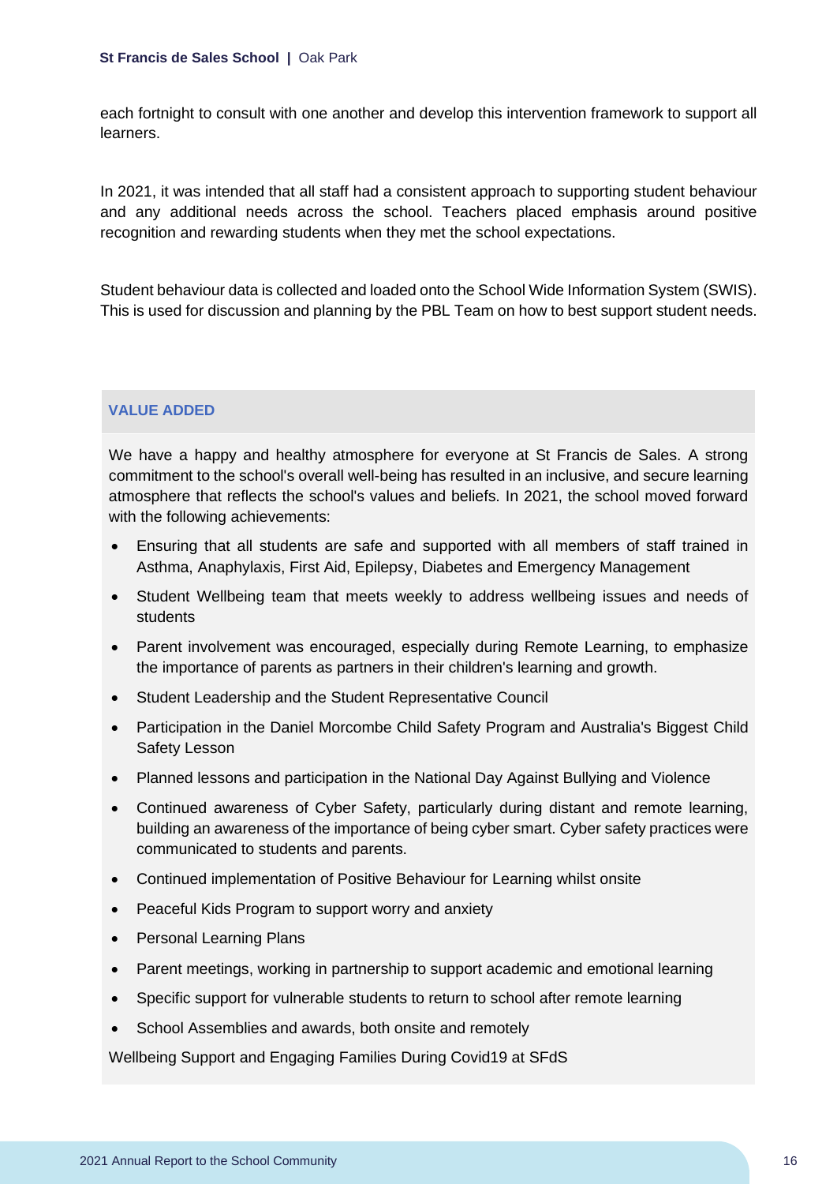each fortnight to consult with one another and develop this intervention framework to support all learners.

In 2021, it was intended that all staff had a consistent approach to supporting student behaviour and any additional needs across the school. Teachers placed emphasis around positive recognition and rewarding students when they met the school expectations.

Student behaviour data is collected and loaded onto the School Wide Information System (SWIS). This is used for discussion and planning by the PBL Team on how to best support student needs.

## VALUE ADDED

We have a happy and healthy atmosphere for everyone at St Francis de Sales. A strong commitment to the school's overall well-being has resulted in an inclusive, and secure learning atmosphere that reflects the school's values and beliefs. In 2021, the school moved forward with the following achievements:

- Ensuring that all students are safe and supported with all members of staff trained in Asthma, Anaphylaxis, First Aid, Epilepsy, Diabetes and Emergency Management
- Student Wellbeing team that meets weekly to address wellbeing issues and needs of students
- Parent involvement was encouraged, especially during Remote Learning, to emphasize the importance of parents as partners in their children's learning and growth.
- Student Leadership and the Student Representative Council
- Participation in the Daniel Morcombe Child Safety Program and Australia's Biggest Child Safety Lesson
- Planned lessons and participation in the National Day Against Bullying and Violence
- Continued awareness of Cyber Safety, particularly during distant and remote learning, building an awareness of the importance of being cyber smart. Cyber safety practices were communicated to students and parents.
- Continued implementation of Positive Behaviour for Learning whilst onsite
- Peaceful Kids Program to support worry and anxiety
- Personal Learning Plans
- Parent meetings, working in partnership to support academic and emotional learning
- Specific support for vulnerable students to return to school after remote learning
- School Assemblies and awards, both onsite and remotely

Wellbeing Support and Engaging Families During Covid19 at SFdS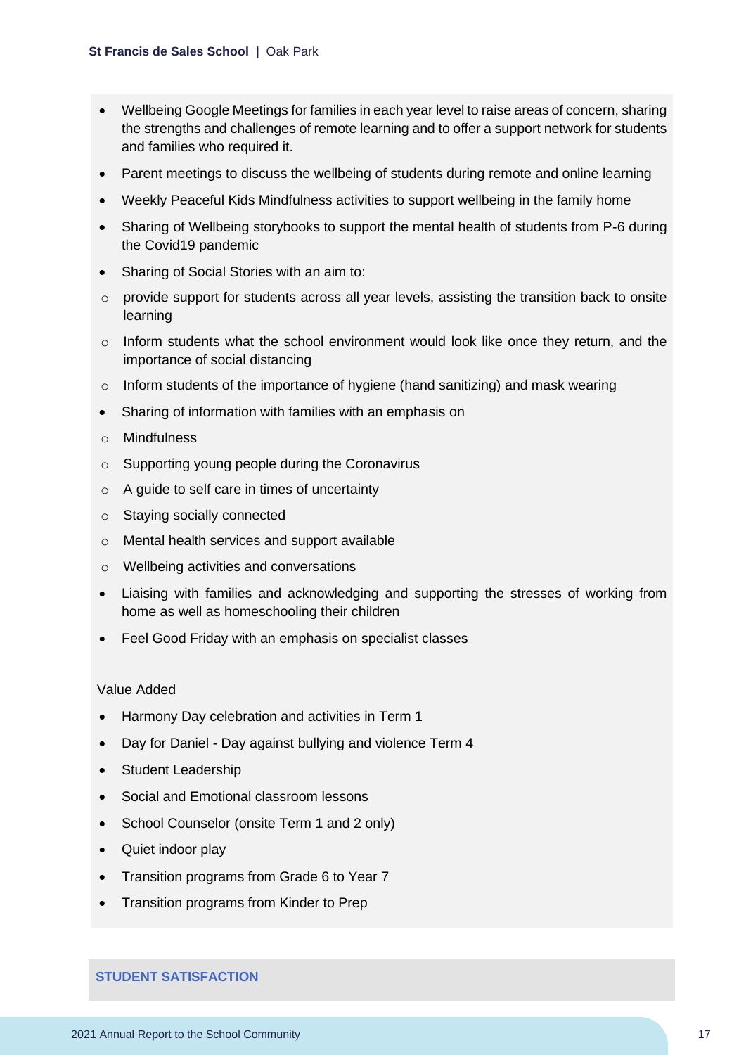- Wellbeing Google Meetings for families in each year level to raise areas of concern, sharing the strengths and challenges of remote learning and to offer a support network for students and families who required it.
- Parent meetings to discuss the wellbeing of students during remote and online learning
- Weekly Peaceful Kids Mindfulness activities to support wellbeing in the family home
- Sharing of Wellbeing storybooks to support the mental health of students from P-6 during the Covid19 pandemic
- Sharing of Social Stories with an aim to:
  - provide support for students across all year levels, assisting the transition back to onsite learning
  - Inform students what the school environment would look like once they return, and the importance of social distancing
  - Inform students of the importance of hygiene (hand sanitizing) and mask wearing
- Sharing of information with families with an emphasis on
  - Mindfulness
  - Supporting young people during the Coronavirus
  - A guide to self care in times of uncertainty
  - Staying socially connected
  - Mental health services and support available
  - Wellbeing activities and conversations
- Liaising with families and acknowledging and supporting the stresses of working from home as well as homeschooling their children
- Feel Good Friday with an emphasis on specialist classes

Value Added

- Harmony Day celebration and activities in Term 1
- Day for Daniel - Day against bullying and violence Term 4
- Student Leadership
- Social and Emotional classroom lessons
- School Counselor (onsite Term 1 and 2 only)
- Quiet indoor play
- Transition programs from Grade 6 to Year 7
- Transition programs from Kinder to Prep

## STUDENT SATISFACTION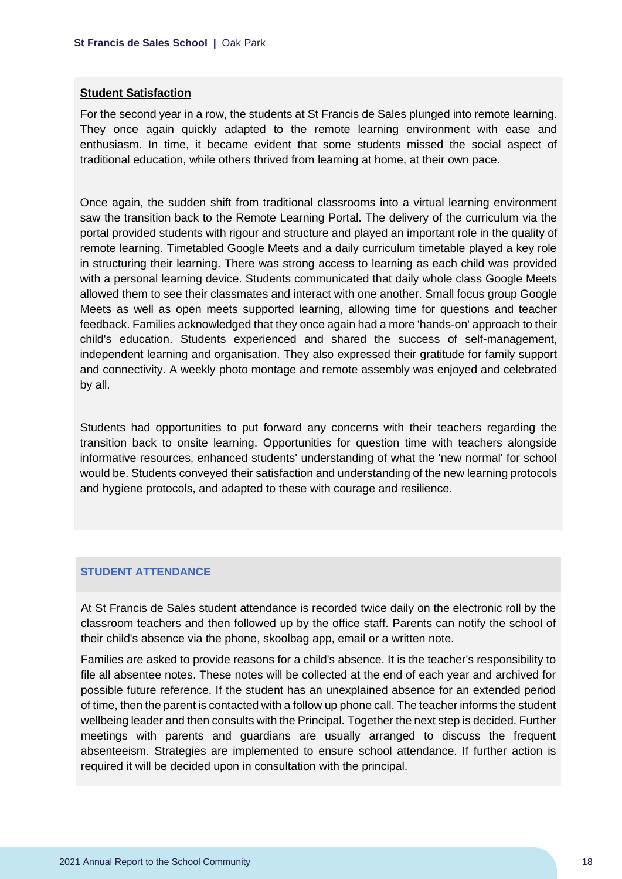**Student Satisfaction**

For the second year in a row, the students at St Francis de Sales plunged into remote learning. They once again quickly adapted to the remote learning environment with ease and enthusiasm. In time, it became evident that some students missed the social aspect of traditional education, while others thrived from learning at home, at their own pace.

Once again, the sudden shift from traditional classrooms into a virtual learning environment saw the transition back to the Remote Learning Portal. The delivery of the curriculum via the portal provided students with rigour and structure and played an important role in the quality of remote learning. Timetabled Google Meets and a daily curriculum timetable played a key role in structuring their learning. There was strong access to learning as each child was provided with a personal learning device. Students communicated that daily whole class Google Meets allowed them to see their classmates and interact with one another. Small focus group Google Meets as well as open meets supported learning, allowing time for questions and teacher feedback. Families acknowledged that they once again had a more 'hands-on' approach to their child's education. Students experienced and shared the success of self-management, independent learning and organisation. They also expressed their gratitude for family support and connectivity. A weekly photo montage and remote assembly was enjoyed and celebrated by all.

Students had opportunities to put forward any concerns with their teachers regarding the transition back to onsite learning. Opportunities for question time with teachers alongside informative resources, enhanced students' understanding of what the 'new normal' for school would be. Students conveyed their satisfaction and understanding of the new learning protocols and hygiene protocols, and adapted to these with courage and resilience.

## STUDENT ATTENDANCE

At St Francis de Sales student attendance is recorded twice daily on the electronic roll by the classroom teachers and then followed up by the office staff. Parents can notify the school of their child's absence via the phone, skoolbag app, email or a written note.

Families are asked to provide reasons for a child's absence. It is the teacher's responsibility to file all absentee notes. These notes will be collected at the end of each year and archived for possible future reference. If the student has an unexplained absence for an extended period of time, then the parent is contacted with a follow up phone call. The teacher informs the student wellbeing leader and then consults with the Principal. Together the next step is decided. Further meetings with parents and guardians are usually arranged to discuss the frequent absenteeism. Strategies are implemented to ensure school attendance. If further action is required it will be decided upon in consultation with the principal.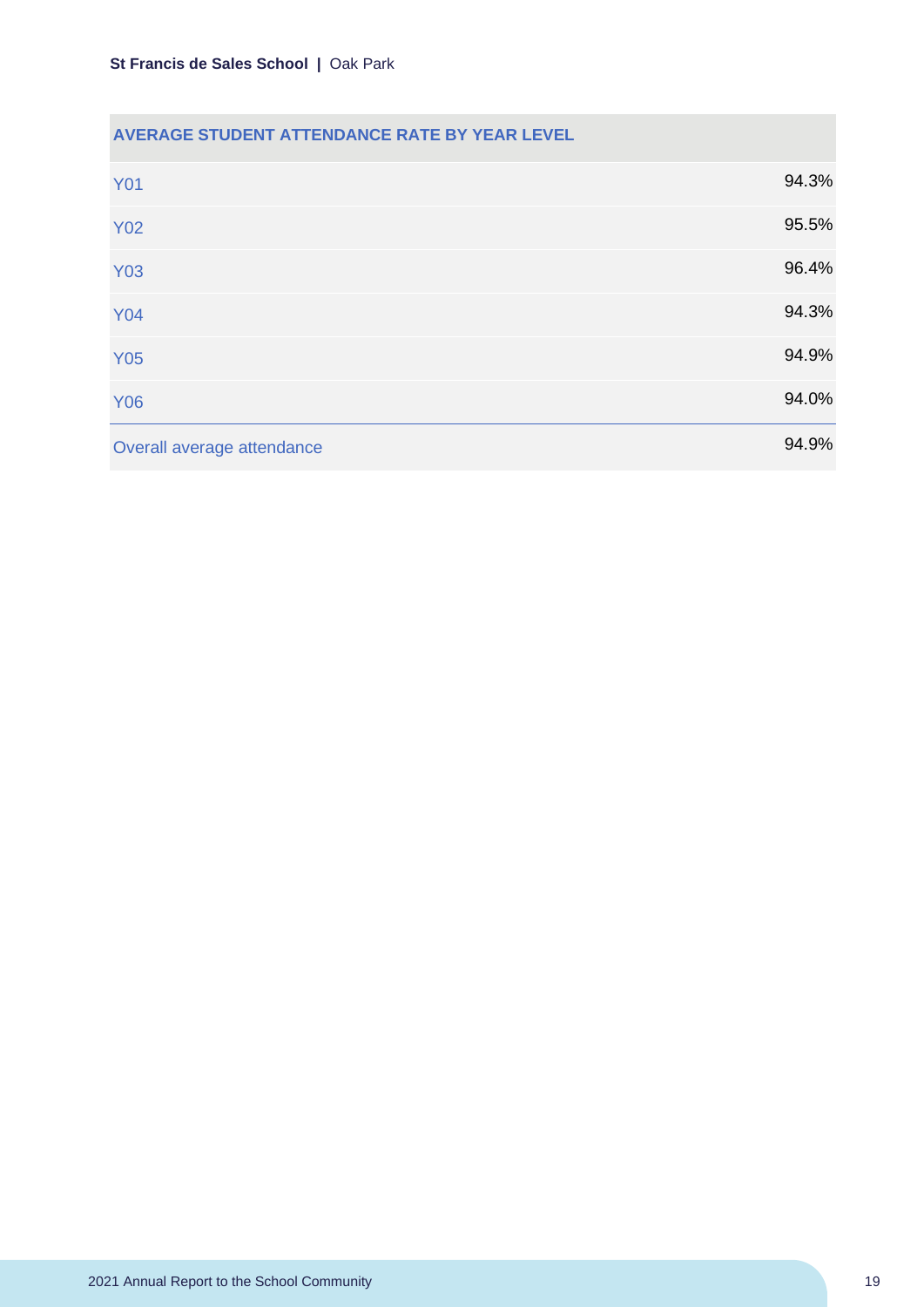| AVERAGE STUDENT ATTENDANCE RATE BY YEAR LEVEL | |
|---|---|
| Y01 | 94.3% |
| Y02 | 95.5% |
| Y03 | 96.4% |
| Y04 | 94.3% |
| Y05 | 94.9% |
| Y06 | 94.0% |
| Overall average attendance | 94.9% |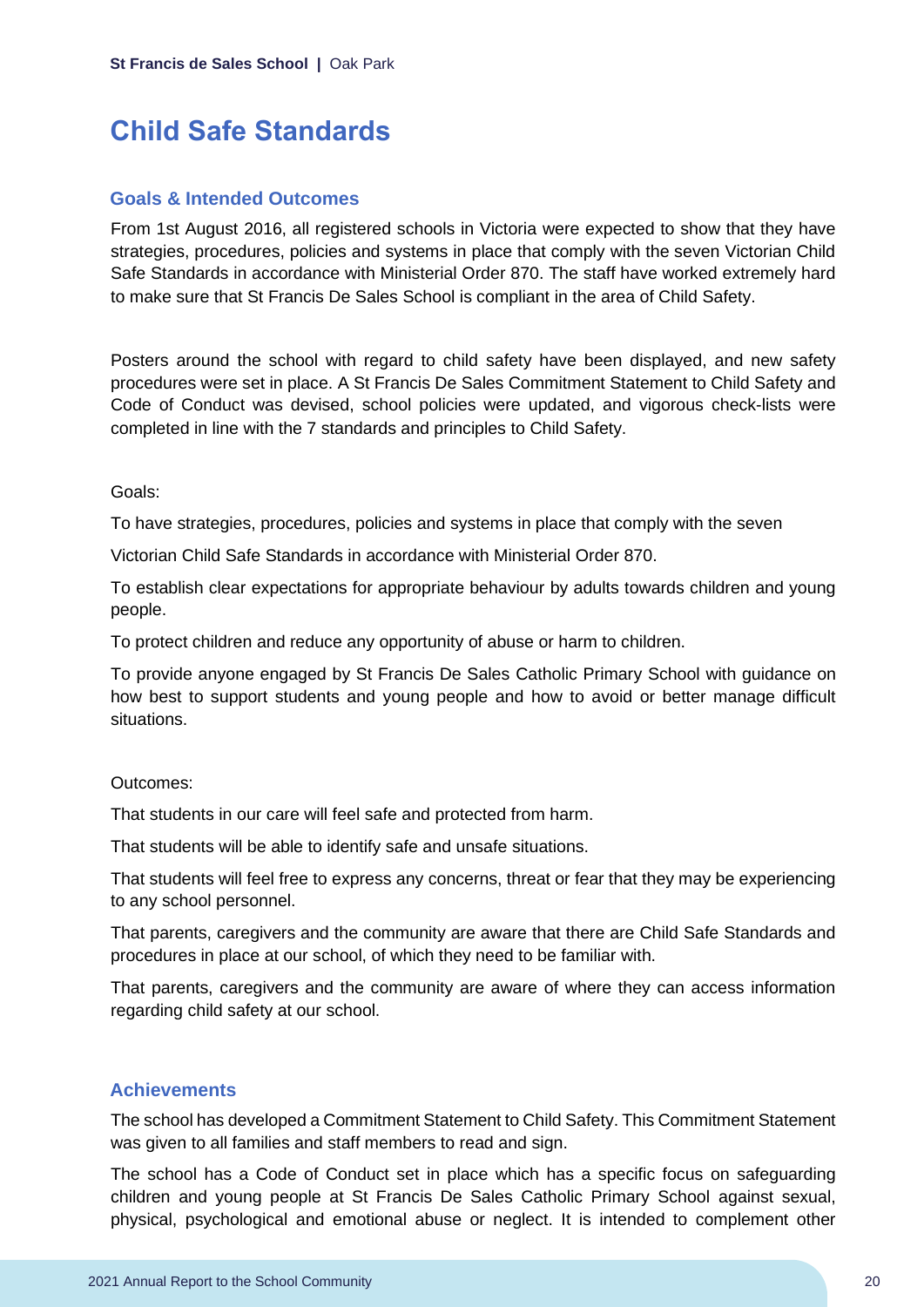# Child Safe Standards

## Goals & Intended Outcomes

From 1st August 2016, all registered schools in Victoria were expected to show that they have strategies, procedures, policies and systems in place that comply with the seven Victorian Child Safe Standards in accordance with Ministerial Order 870. The staff have worked extremely hard to make sure that St Francis De Sales School is compliant in the area of Child Safety.

Posters around the school with regard to child safety have been displayed, and new safety procedures were set in place. A St Francis De Sales Commitment Statement to Child Safety and Code of Conduct was devised, school policies were updated, and vigorous check-lists were completed in line with the 7 standards and principles to Child Safety.

Goals:

To have strategies, procedures, policies and systems in place that comply with the seven

Victorian Child Safe Standards in accordance with Ministerial Order 870.

To establish clear expectations for appropriate behaviour by adults towards children and young people.

To protect children and reduce any opportunity of abuse or harm to children.

To provide anyone engaged by St Francis De Sales Catholic Primary School with guidance on how best to support students and young people and how to avoid or better manage difficult situations.

Outcomes:

That students in our care will feel safe and protected from harm.

That students will be able to identify safe and unsafe situations.

That students will feel free to express any concerns, threat or fear that they may be experiencing to any school personnel.

That parents, caregivers and the community are aware that there are Child Safe Standards and procedures in place at our school, of which they need to be familiar with.

That parents, caregivers and the community are aware of where they can access information regarding child safety at our school.

## Achievements

The school has developed a Commitment Statement to Child Safety. This Commitment Statement was given to all families and staff members to read and sign.

The school has a Code of Conduct set in place which has a specific focus on safeguarding children and young people at St Francis De Sales Catholic Primary School against sexual, physical, psychological and emotional abuse or neglect. It is intended to complement other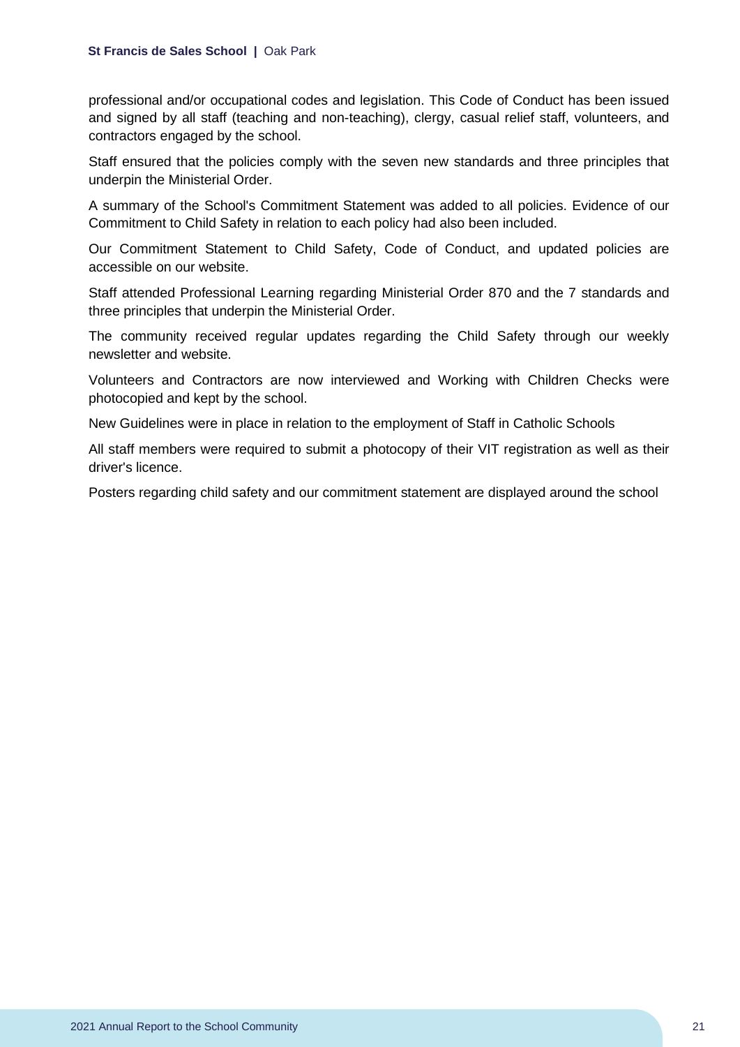professional and/or occupational codes and legislation. This Code of Conduct has been issued and signed by all staff (teaching and non-teaching), clergy, casual relief staff, volunteers, and contractors engaged by the school.

Staff ensured that the policies comply with the seven new standards and three principles that underpin the Ministerial Order.

A summary of the School's Commitment Statement was added to all policies. Evidence of our Commitment to Child Safety in relation to each policy had also been included.

Our Commitment Statement to Child Safety, Code of Conduct, and updated policies are accessible on our website.

Staff attended Professional Learning regarding Ministerial Order 870 and the 7 standards and three principles that underpin the Ministerial Order.

The community received regular updates regarding the Child Safety through our weekly newsletter and website.

Volunteers and Contractors are now interviewed and Working with Children Checks were photocopied and kept by the school.

New Guidelines were in place in relation to the employment of Staff in Catholic Schools

All staff members were required to submit a photocopy of their VIT registration as well as their driver's licence.

Posters regarding child safety and our commitment statement are displayed around the school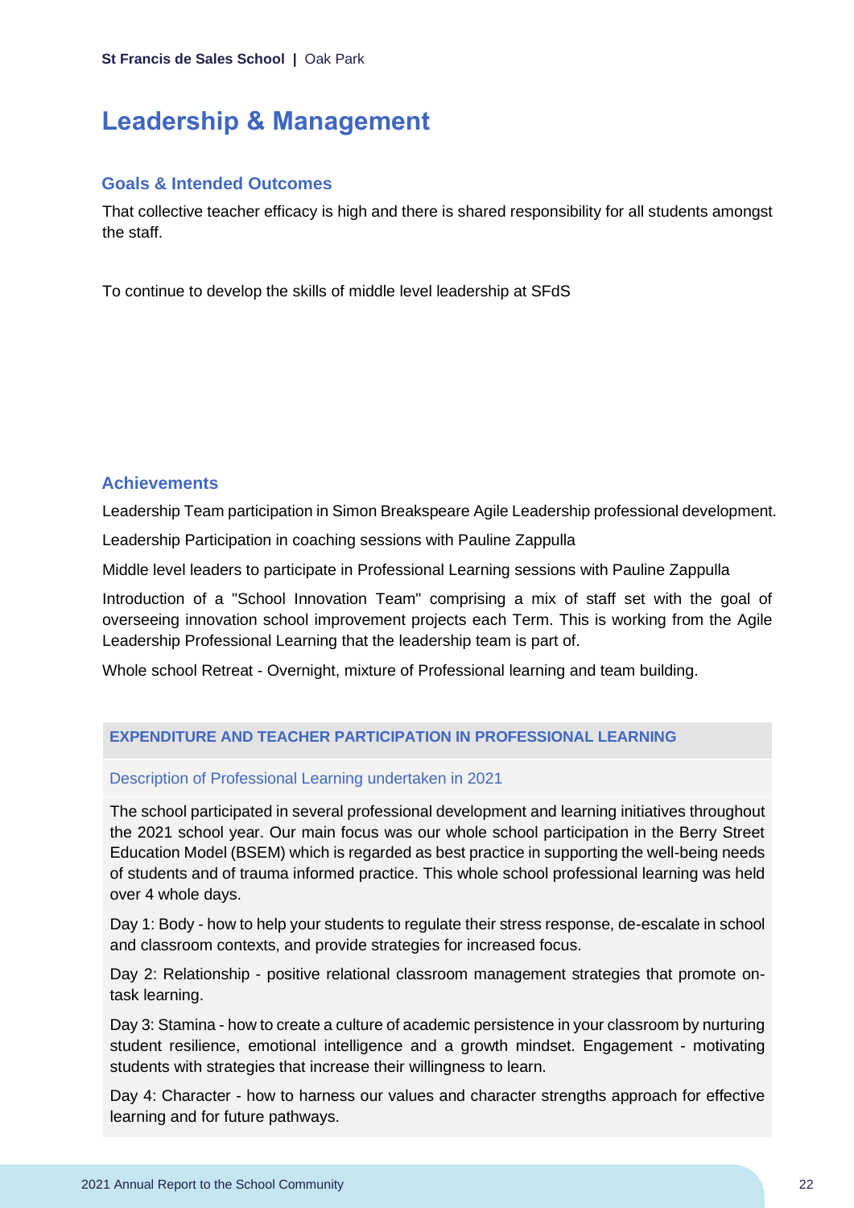# Leadership & Management

## Goals & Intended Outcomes

That collective teacher efficacy is high and there is shared responsibility for all students amongst the staff.

To continue to develop the skills of middle level leadership at SFdS

## Achievements

Leadership Team participation in Simon Breakspeare Agile Leadership professional development.

Leadership Participation in coaching sessions with Pauline Zappulla

Middle level leaders to participate in Professional Learning sessions with Pauline Zappulla

Introduction of a "School Innovation Team" comprising a mix of staff set with the goal of overseeing innovation school improvement projects each Term. This is working from the Agile Leadership Professional Learning that the leadership team is part of.

Whole school Retreat - Overnight, mixture of Professional learning and team building.

### EXPENDITURE AND TEACHER PARTICIPATION IN PROFESSIONAL LEARNING

#### Description of Professional Learning undertaken in 2021

The school participated in several professional development and learning initiatives throughout the 2021 school year. Our main focus was our whole school participation in the Berry Street Education Model (BSEM) which is regarded as best practice in supporting the well-being needs of students and of trauma informed practice. This whole school professional learning was held over 4 whole days.

Day 1: Body - how to help your students to regulate their stress response, de-escalate in school and classroom contexts, and provide strategies for increased focus.

Day 2: Relationship - positive relational classroom management strategies that promote on-task learning.

Day 3: Stamina - how to create a culture of academic persistence in your classroom by nurturing student resilience, emotional intelligence and a growth mindset. Engagement - motivating students with strategies that increase their willingness to learn.

Day 4: Character - how to harness our values and character strengths approach for effective learning and for future pathways.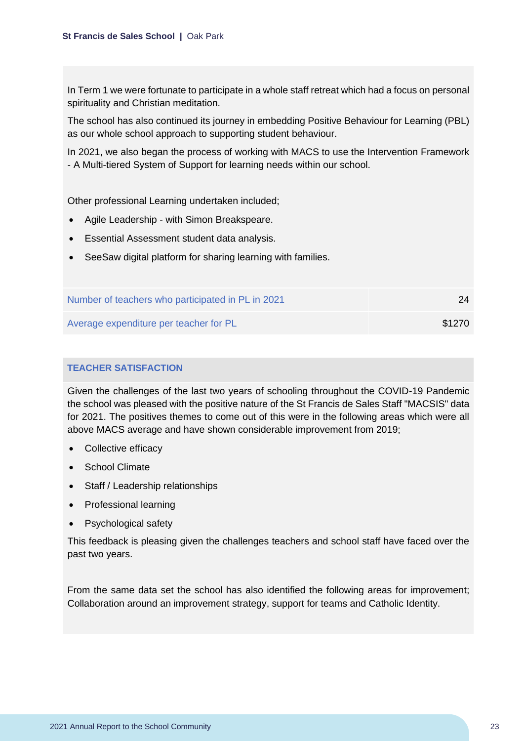In Term 1 we were fortunate to participate in a whole staff retreat which had a focus on personal spirituality and Christian meditation.

The school has also continued its journey in embedding Positive Behaviour for Learning (PBL) as our whole school approach to supporting student behaviour.

In 2021, we also began the process of working with MACS to use the Intervention Framework - A Multi-tiered System of Support for learning needs within our school.

Other professional Learning undertaken included;

- Agile Leadership - with Simon Breakspeare.
- Essential Assessment student data analysis.
- SeeSaw digital platform for sharing learning with families.

| | |
|---|---|
| Number of teachers who participated in PL in 2021 | 24 |
| Average expenditure per teacher for PL | $1270 |

## TEACHER SATISFACTION

Given the challenges of the last two years of schooling throughout the COVID-19 Pandemic the school was pleased with the positive nature of the St Francis de Sales Staff "MACSIS" data for 2021. The positives themes to come out of this were in the following areas which were all above MACS average and have shown considerable improvement from 2019;

- Collective efficacy
- School Climate
- Staff / Leadership relationships
- Professional learning
- Psychological safety

This feedback is pleasing given the challenges teachers and school staff have faced over the past two years.

From the same data set the school has also identified the following areas for improvement; Collaboration around an improvement strategy, support for teams and Catholic Identity.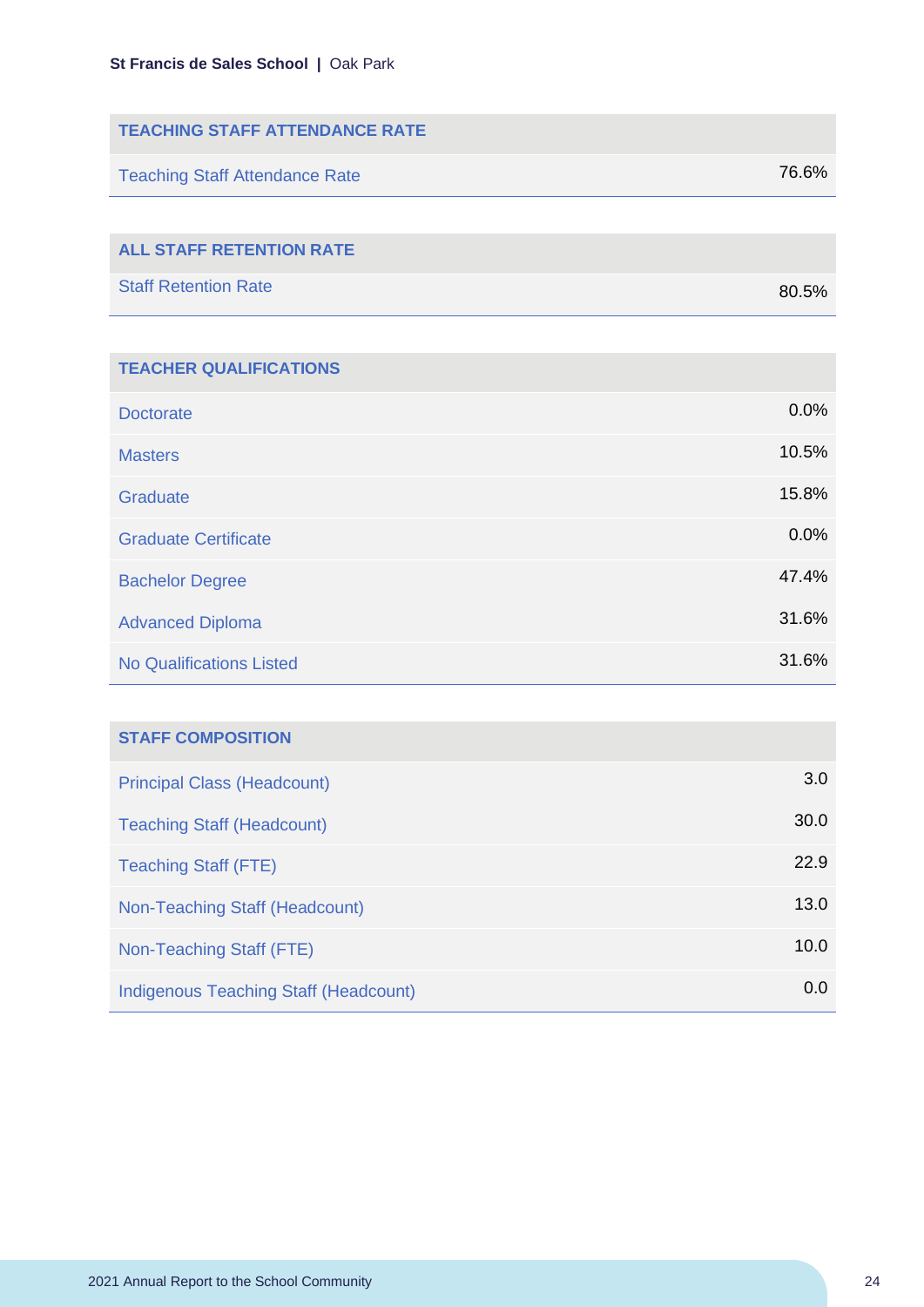| TEACHING STAFF ATTENDANCE RATE | |
| --- | --- |
| Teaching Staff Attendance Rate | 76.6% |

| ALL STAFF RETENTION RATE | |
| --- | --- |
| Staff Retention Rate | 80.5% |

| TEACHER QUALIFICATIONS | |
| --- | --- |
| Doctorate | 0.0% |
| Masters | 10.5% |
| Graduate | 15.8% |
| Graduate Certificate | 0.0% |
| Bachelor Degree | 47.4% |
| Advanced Diploma | 31.6% |
| No Qualifications Listed | 31.6% |

| STAFF COMPOSITION | |
| --- | --- |
| Principal Class (Headcount) | 3.0 |
| Teaching Staff (Headcount) | 30.0 |
| Teaching Staff (FTE) | 22.9 |
| Non-Teaching Staff (Headcount) | 13.0 |
| Non-Teaching Staff (FTE) | 10.0 |
| Indigenous Teaching Staff (Headcount) | 0.0 |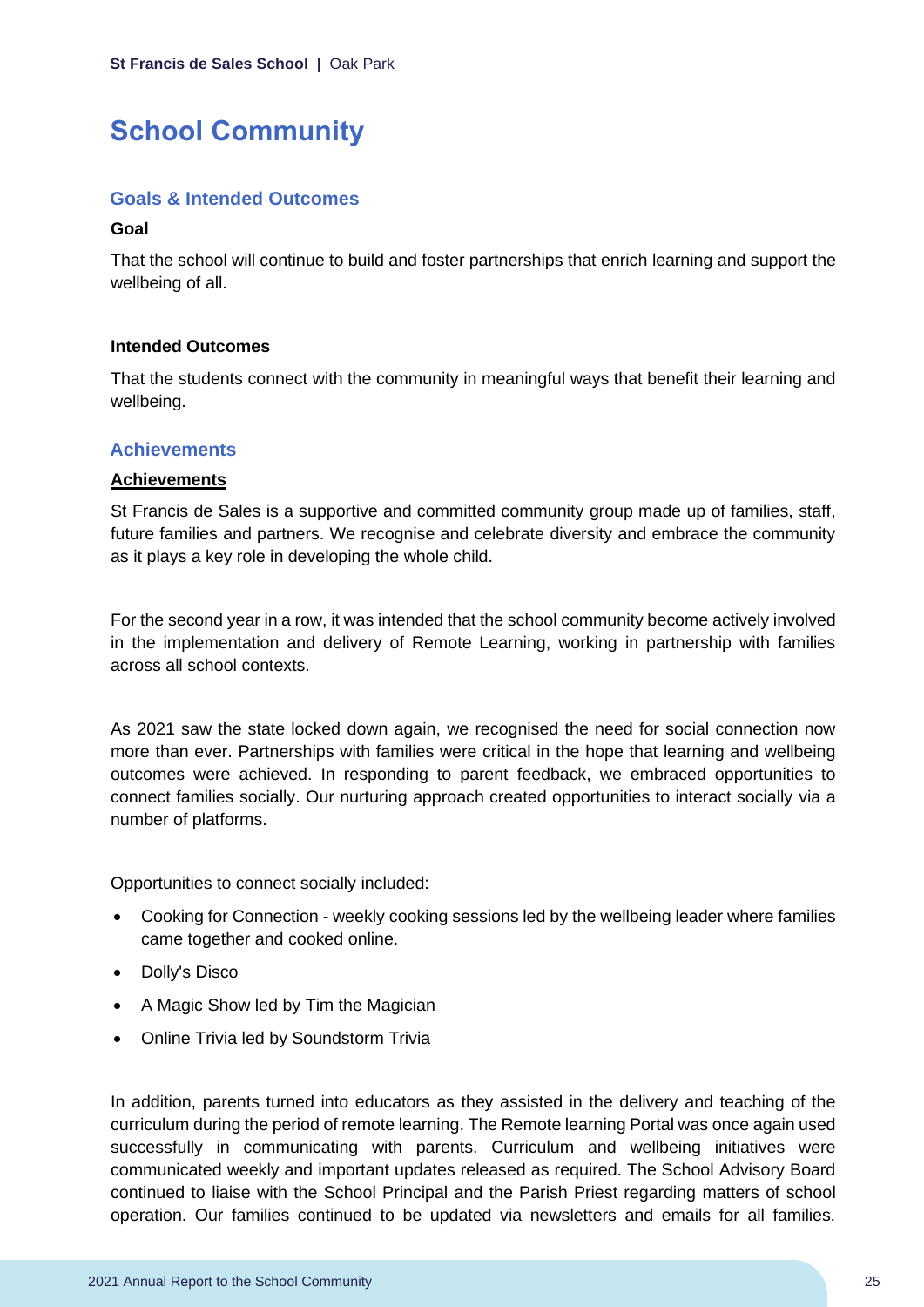# School Community

## Goals & Intended Outcomes

**Goal**

That the school will continue to build and foster partnerships that enrich learning and support the wellbeing of all.

**Intended Outcomes**

That the students connect with the community in meaningful ways that benefit their learning and wellbeing.

## Achievements

**Achievements**

St Francis de Sales is a supportive and committed community group made up of families, staff, future families and partners. We recognise and celebrate diversity and embrace the community as it plays a key role in developing the whole child.

For the second year in a row, it was intended that the school community become actively involved in the implementation and delivery of Remote Learning, working in partnership with families across all school contexts.

As 2021 saw the state locked down again, we recognised the need for social connection now more than ever. Partnerships with families were critical in the hope that learning and wellbeing outcomes were achieved. In responding to parent feedback, we embraced opportunities to connect families socially. Our nurturing approach created opportunities to interact socially via a number of platforms.

Opportunities to connect socially included:

- Cooking for Connection - weekly cooking sessions led by the wellbeing leader where families came together and cooked online.
- Dolly's Disco
- A Magic Show led by Tim the Magician
- Online Trivia led by Soundstorm Trivia

In addition, parents turned into educators as they assisted in the delivery and teaching of the curriculum during the period of remote learning. The Remote learning Portal was once again used successfully in communicating with parents. Curriculum and wellbeing initiatives were communicated weekly and important updates released as required. The School Advisory Board continued to liaise with the School Principal and the Parish Priest regarding matters of school operation. Our families continued to be updated via newsletters and emails for all families.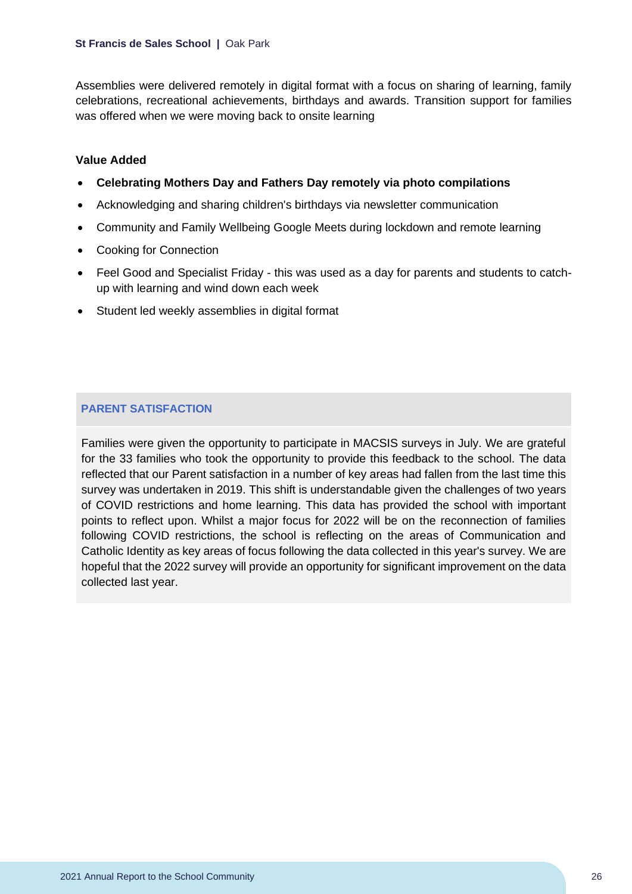Assemblies were delivered remotely in digital format with a focus on sharing of learning, family celebrations, recreational achievements, birthdays and awards. Transition support for families was offered when we were moving back to onsite learning

**Value Added**

- **Celebrating Mothers Day and Fathers Day remotely via photo compilations**
- Acknowledging and sharing children's birthdays via newsletter communication
- Community and Family Wellbeing Google Meets during lockdown and remote learning
- Cooking for Connection
- Feel Good and Specialist Friday - this was used as a day for parents and students to catch-up with learning and wind down each week
- Student led weekly assemblies in digital format

## PARENT SATISFACTION

Families were given the opportunity to participate in MACSIS surveys in July. We are grateful for the 33 families who took the opportunity to provide this feedback to the school. The data reflected that our Parent satisfaction in a number of key areas had fallen from the last time this survey was undertaken in 2019. This shift is understandable given the challenges of two years of COVID restrictions and home learning. This data has provided the school with important points to reflect upon. Whilst a major focus for 2022 will be on the reconnection of families following COVID restrictions, the school is reflecting on the areas of Communication and Catholic Identity as key areas of focus following the data collected in this year's survey. We are hopeful that the 2022 survey will provide an opportunity for significant improvement on the data collected last year.